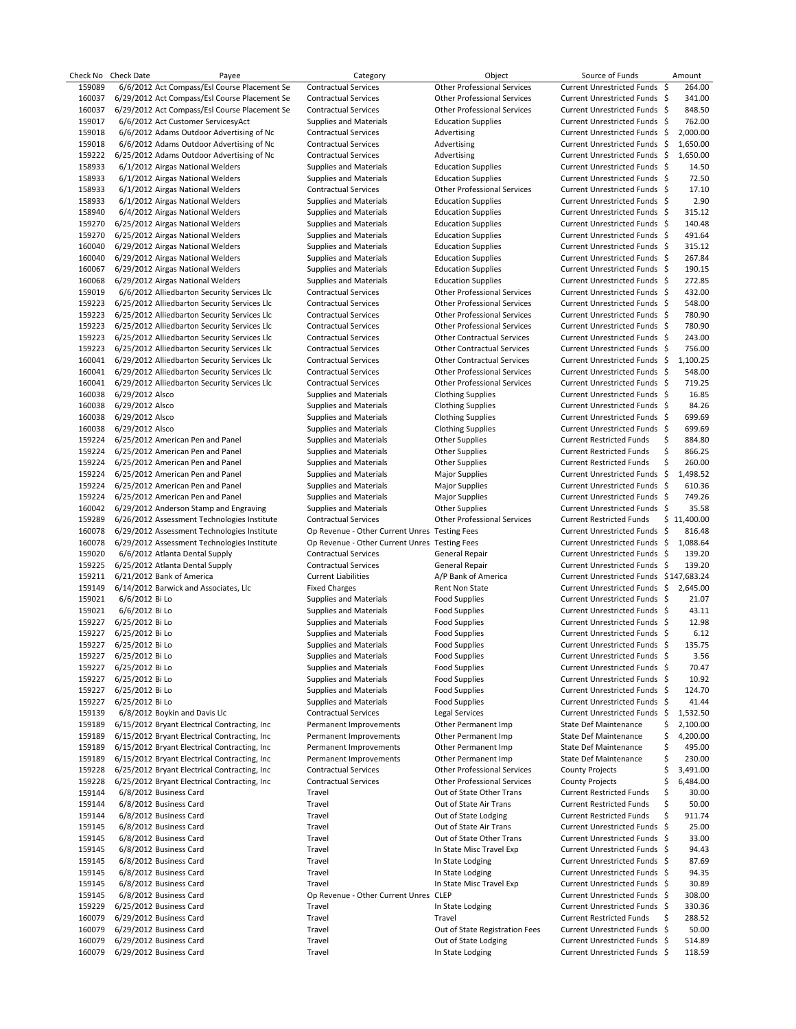| Check No | Check Date | Payee | Category | Object | Source of Funds | Amount |
|---|---|---|---|---|---|---|
| 159089 | 6/6/2012 | Act Compass/Esl Course Placement Se | Contractual Services | Other Professional Services | Current Unrestricted Funds | $ 264.00 |
| 160037 | 6/29/2012 | Act Compass/Esl Course Placement Se | Contractual Services | Other Professional Services | Current Unrestricted Funds | $ 341.00 |
| 160037 | 6/29/2012 | Act Compass/Esl Course Placement Se | Contractual Services | Other Professional Services | Current Unrestricted Funds | $ 848.50 |
| 159017 | 6/6/2012 | Act Customer ServicesyAct | Supplies and Materials | Education Supplies | Current Unrestricted Funds | $ 762.00 |
| 159018 | 6/6/2012 | Adams Outdoor Advertising of Nc | Contractual Services | Advertising | Current Unrestricted Funds | $ 2,000.00 |
| 159018 | 6/6/2012 | Adams Outdoor Advertising of Nc | Contractual Services | Advertising | Current Unrestricted Funds | $ 1,650.00 |
| 159222 | 6/25/2012 | Adams Outdoor Advertising of Nc | Contractual Services | Advertising | Current Unrestricted Funds | $ 1,650.00 |
| 158933 | 6/1/2012 | Airgas National Welders | Supplies and Materials | Education Supplies | Current Unrestricted Funds | $ 14.50 |
| 158933 | 6/1/2012 | Airgas National Welders | Supplies and Materials | Education Supplies | Current Unrestricted Funds | $ 72.50 |
| 158933 | 6/1/2012 | Airgas National Welders | Contractual Services | Other Professional Services | Current Unrestricted Funds | $ 17.10 |
| 158933 | 6/1/2012 | Airgas National Welders | Supplies and Materials | Education Supplies | Current Unrestricted Funds | $ 2.90 |
| 158940 | 6/4/2012 | Airgas National Welders | Supplies and Materials | Education Supplies | Current Unrestricted Funds | $ 315.12 |
| 159270 | 6/25/2012 | Airgas National Welders | Supplies and Materials | Education Supplies | Current Unrestricted Funds | $ 140.48 |
| 159270 | 6/25/2012 | Airgas National Welders | Supplies and Materials | Education Supplies | Current Unrestricted Funds | $ 491.64 |
| 160040 | 6/29/2012 | Airgas National Welders | Supplies and Materials | Education Supplies | Current Unrestricted Funds | $ 315.12 |
| 160040 | 6/29/2012 | Airgas National Welders | Supplies and Materials | Education Supplies | Current Unrestricted Funds | $ 267.84 |
| 160067 | 6/29/2012 | Airgas National Welders | Supplies and Materials | Education Supplies | Current Unrestricted Funds | $ 190.15 |
| 160068 | 6/29/2012 | Airgas National Welders | Supplies and Materials | Education Supplies | Current Unrestricted Funds | $ 272.85 |
| 159019 | 6/6/2012 | Alliedbarton Security Services Llc | Contractual Services | Other Professional Services | Current Unrestricted Funds | $ 432.00 |
| 159223 | 6/25/2012 | Alliedbarton Security Services Llc | Contractual Services | Other Professional Services | Current Unrestricted Funds | $ 548.00 |
| 159223 | 6/25/2012 | Alliedbarton Security Services Llc | Contractual Services | Other Professional Services | Current Unrestricted Funds | $ 780.90 |
| 159223 | 6/25/2012 | Alliedbarton Security Services Llc | Contractual Services | Other Professional Services | Current Unrestricted Funds | $ 780.90 |
| 159223 | 6/25/2012 | Alliedbarton Security Services Llc | Contractual Services | Other Contractual Services | Current Unrestricted Funds | $ 243.00 |
| 159223 | 6/25/2012 | Alliedbarton Security Services Llc | Contractual Services | Other Contractual Services | Current Unrestricted Funds | $ 756.00 |
| 160041 | 6/29/2012 | Alliedbarton Security Services Llc | Contractual Services | Other Contractual Services | Current Unrestricted Funds | $ 1,100.25 |
| 160041 | 6/29/2012 | Alliedbarton Security Services Llc | Contractual Services | Other Professional Services | Current Unrestricted Funds | $ 548.00 |
| 160041 | 6/29/2012 | Alliedbarton Security Services Llc | Contractual Services | Other Professional Services | Current Unrestricted Funds | $ 719.25 |
| 160038 | 6/29/2012 | Alsco | Supplies and Materials | Clothing Supplies | Current Unrestricted Funds | $ 16.85 |
| 160038 | 6/29/2012 | Alsco | Supplies and Materials | Clothing Supplies | Current Unrestricted Funds | $ 84.26 |
| 160038 | 6/29/2012 | Alsco | Supplies and Materials | Clothing Supplies | Current Unrestricted Funds | $ 699.69 |
| 160038 | 6/29/2012 | Alsco | Supplies and Materials | Clothing Supplies | Current Unrestricted Funds | $ 699.69 |
| 159224 | 6/25/2012 | American Pen and Panel | Supplies and Materials | Other Supplies | Current Restricted Funds | $ 884.80 |
| 159224 | 6/25/2012 | American Pen and Panel | Supplies and Materials | Other Supplies | Current Restricted Funds | $ 866.25 |
| 159224 | 6/25/2012 | American Pen and Panel | Supplies and Materials | Other Supplies | Current Restricted Funds | $ 260.00 |
| 159224 | 6/25/2012 | American Pen and Panel | Supplies and Materials | Major Supplies | Current Unrestricted Funds | $ 1,498.52 |
| 159224 | 6/25/2012 | American Pen and Panel | Supplies and Materials | Major Supplies | Current Unrestricted Funds | $ 610.36 |
| 159224 | 6/25/2012 | American Pen and Panel | Supplies and Materials | Major Supplies | Current Unrestricted Funds | $ 749.26 |
| 160042 | 6/29/2012 | Anderson Stamp and Engraving | Supplies and Materials | Other Supplies | Current Unrestricted Funds | $ 35.58 |
| 159289 | 6/26/2012 | Assessment Technologies Institute | Contractual Services | Other Professional Services | Current Restricted Funds | $ 11,400.00 |
| 160078 | 6/29/2012 | Assessment Technologies Institute | Op Revenue - Other Current Unres | Testing Fees | Current Unrestricted Funds | $ 816.48 |
| 160078 | 6/29/2012 | Assessment Technologies Institute | Op Revenue - Other Current Unres | Testing Fees | Current Unrestricted Funds | $ 1,088.64 |
| 159020 | 6/6/2012 | Atlanta Dental Supply | Contractual Services | General Repair | Current Unrestricted Funds | $ 139.20 |
| 159225 | 6/25/2012 | Atlanta Dental Supply | Contractual Services | General Repair | Current Unrestricted Funds | $ 139.20 |
| 159211 | 6/21/2012 | Bank of America | Current Liabilities | A/P Bank of America | Current Unrestricted Funds | $147,683.24 |
| 159149 | 6/14/2012 | Barwick and Associates, Llc | Fixed Charges | Rent Non State | Current Unrestricted Funds | $ 2,645.00 |
| 159021 | 6/6/2012 | Bi Lo | Supplies and Materials | Food Supplies | Current Unrestricted Funds | $ 21.07 |
| 159021 | 6/6/2012 | Bi Lo | Supplies and Materials | Food Supplies | Current Unrestricted Funds | $ 43.11 |
| 159227 | 6/25/2012 | Bi Lo | Supplies and Materials | Food Supplies | Current Unrestricted Funds | $ 12.98 |
| 159227 | 6/25/2012 | Bi Lo | Supplies and Materials | Food Supplies | Current Unrestricted Funds | $ 6.12 |
| 159227 | 6/25/2012 | Bi Lo | Supplies and Materials | Food Supplies | Current Unrestricted Funds | $ 135.75 |
| 159227 | 6/25/2012 | Bi Lo | Supplies and Materials | Food Supplies | Current Unrestricted Funds | $ 3.56 |
| 159227 | 6/25/2012 | Bi Lo | Supplies and Materials | Food Supplies | Current Unrestricted Funds | $ 70.47 |
| 159227 | 6/25/2012 | Bi Lo | Supplies and Materials | Food Supplies | Current Unrestricted Funds | $ 10.92 |
| 159227 | 6/25/2012 | Bi Lo | Supplies and Materials | Food Supplies | Current Unrestricted Funds | $ 124.70 |
| 159227 | 6/25/2012 | Bi Lo | Supplies and Materials | Food Supplies | Current Unrestricted Funds | $ 41.44 |
| 159139 | 6/8/2012 | Boykin and Davis Llc | Contractual Services | Legal Services | Current Unrestricted Funds | $ 1,532.50 |
| 159189 | 6/15/2012 | Bryant Electrical Contracting, Inc | Permanent Improvements | Other Permanent Imp | State Def Maintenance | $ 2,100.00 |
| 159189 | 6/15/2012 | Bryant Electrical Contracting, Inc | Permanent Improvements | Other Permanent Imp | State Def Maintenance | $ 4,200.00 |
| 159189 | 6/15/2012 | Bryant Electrical Contracting, Inc | Permanent Improvements | Other Permanent Imp | State Def Maintenance | $ 495.00 |
| 159189 | 6/15/2012 | Bryant Electrical Contracting, Inc | Permanent Improvements | Other Permanent Imp | State Def Maintenance | $ 230.00 |
| 159228 | 6/25/2012 | Bryant Electrical Contracting, Inc | Contractual Services | Other Professional Services | County Projects | $ 3,491.00 |
| 159228 | 6/25/2012 | Bryant Electrical Contracting, Inc | Contractual Services | Other Professional Services | County Projects | $ 6,484.00 |
| 159144 | 6/8/2012 | Business Card | Travel | Out of State Other Trans | Current Restricted Funds | $ 30.00 |
| 159144 | 6/8/2012 | Business Card | Travel | Out of State Air Trans | Current Restricted Funds | $ 50.00 |
| 159144 | 6/8/2012 | Business Card | Travel | Out of State Lodging | Current Restricted Funds | $ 911.74 |
| 159145 | 6/8/2012 | Business Card | Travel | Out of State Air Trans | Current Unrestricted Funds | $ 25.00 |
| 159145 | 6/8/2012 | Business Card | Travel | Out of State Other Trans | Current Unrestricted Funds | $ 33.00 |
| 159145 | 6/8/2012 | Business Card | Travel | In State Misc Travel Exp | Current Unrestricted Funds | $ 94.43 |
| 159145 | 6/8/2012 | Business Card | Travel | In State Lodging | Current Unrestricted Funds | $ 87.69 |
| 159145 | 6/8/2012 | Business Card | Travel | In State Lodging | Current Unrestricted Funds | $ 94.35 |
| 159145 | 6/8/2012 | Business Card | Travel | In State Misc Travel Exp | Current Unrestricted Funds | $ 30.89 |
| 159145 | 6/8/2012 | Business Card | Op Revenue - Other Current Unres | CLEP | Current Unrestricted Funds | $ 308.00 |
| 159229 | 6/25/2012 | Business Card | Travel | In State Lodging | Current Unrestricted Funds | $ 330.36 |
| 160079 | 6/29/2012 | Business Card | Travel | Travel | Current Restricted Funds | $ 288.52 |
| 160079 | 6/29/2012 | Business Card | Travel | Out of State Registration Fees | Current Unrestricted Funds | $ 50.00 |
| 160079 | 6/29/2012 | Business Card | Travel | Out of State Lodging | Current Unrestricted Funds | $ 514.89 |
| 160079 | 6/29/2012 | Business Card | Travel | In State Lodging | Current Unrestricted Funds | $ 118.59 |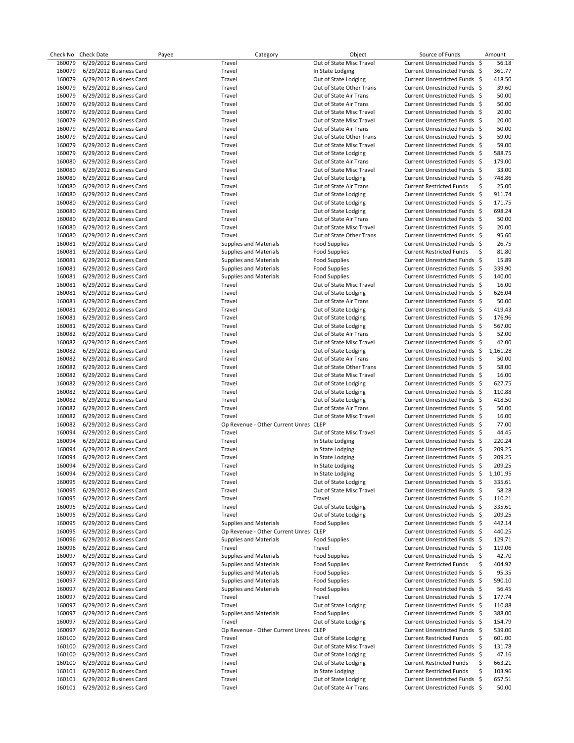| Check No | Check Date | Payee | Category | Object | Source of Funds | Amount |
|---|---|---|---|---|---|---|
| 160079 | 6/29/2012 | Business Card | Travel | Out of State Misc Travel | Current Unrestricted Funds | $ 56.18 |
| 160079 | 6/29/2012 | Business Card | Travel | In State Lodging | Current Unrestricted Funds | $ 361.77 |
| 160079 | 6/29/2012 | Business Card | Travel | Out of State Lodging | Current Unrestricted Funds | $ 418.50 |
| 160079 | 6/29/2012 | Business Card | Travel | Out of State Other Trans | Current Unrestricted Funds | $ 39.60 |
| 160079 | 6/29/2012 | Business Card | Travel | Out of State Air Trans | Current Unrestricted Funds | $ 50.00 |
| 160079 | 6/29/2012 | Business Card | Travel | Out of State Air Trans | Current Unrestricted Funds | $ 50.00 |
| 160079 | 6/29/2012 | Business Card | Travel | Out of State Misc Travel | Current Unrestricted Funds | $ 20.00 |
| 160079 | 6/29/2012 | Business Card | Travel | Out of State Misc Travel | Current Unrestricted Funds | $ 20.00 |
| 160079 | 6/29/2012 | Business Card | Travel | Out of State Air Trans | Current Unrestricted Funds | $ 50.00 |
| 160079 | 6/29/2012 | Business Card | Travel | Out of State Other Trans | Current Unrestricted Funds | $ 59.00 |
| 160079 | 6/29/2012 | Business Card | Travel | Out of State Misc Travel | Current Unrestricted Funds | $ 59.00 |
| 160079 | 6/29/2012 | Business Card | Travel | Out of State Lodging | Current Unrestricted Funds | $ 588.75 |
| 160080 | 6/29/2012 | Business Card | Travel | Out of State Air Trans | Current Unrestricted Funds | $ 179.00 |
| 160080 | 6/29/2012 | Business Card | Travel | Out of State Misc Travel | Current Unrestricted Funds | $ 33.00 |
| 160080 | 6/29/2012 | Business Card | Travel | Out of State Lodging | Current Unrestricted Funds | $ 748.86 |
| 160080 | 6/29/2012 | Business Card | Travel | Out of State Air Trans | Current Restricted Funds | $ 25.00 |
| 160080 | 6/29/2012 | Business Card | Travel | Out of State Lodging | Current Unrestricted Funds | $ 911.74 |
| 160080 | 6/29/2012 | Business Card | Travel | Out of State Lodging | Current Unrestricted Funds | $ 171.75 |
| 160080 | 6/29/2012 | Business Card | Travel | Out of State Lodging | Current Unrestricted Funds | $ 698.24 |
| 160080 | 6/29/2012 | Business Card | Travel | Out of State Air Trans | Current Unrestricted Funds | $ 50.00 |
| 160080 | 6/29/2012 | Business Card | Travel | Out of State Misc Travel | Current Unrestricted Funds | $ 20.00 |
| 160080 | 6/29/2012 | Business Card | Travel | Out of State Other Trans | Current Unrestricted Funds | $ 95.60 |
| 160081 | 6/29/2012 | Business Card | Supplies and Materials | Food Supplies | Current Unrestricted Funds | $ 26.75 |
| 160081 | 6/29/2012 | Business Card | Supplies and Materials | Food Supplies | Current Restricted Funds | $ 81.80 |
| 160081 | 6/29/2012 | Business Card | Supplies and Materials | Food Supplies | Current Unrestricted Funds | $ 15.89 |
| 160081 | 6/29/2012 | Business Card | Supplies and Materials | Food Supplies | Current Unrestricted Funds | $ 339.90 |
| 160081 | 6/29/2012 | Business Card | Supplies and Materials | Food Supplies | Current Unrestricted Funds | $ 140.00 |
| 160081 | 6/29/2012 | Business Card | Travel | Out of State Misc Travel | Current Unrestricted Funds | $ 16.00 |
| 160081 | 6/29/2012 | Business Card | Travel | Out of State Lodging | Current Unrestricted Funds | $ 626.04 |
| 160081 | 6/29/2012 | Business Card | Travel | Out of State Air Trans | Current Unrestricted Funds | $ 50.00 |
| 160081 | 6/29/2012 | Business Card | Travel | Out of State Lodging | Current Unrestricted Funds | $ 419.43 |
| 160081 | 6/29/2012 | Business Card | Travel | Out of State Lodging | Current Unrestricted Funds | $ 176.96 |
| 160081 | 6/29/2012 | Business Card | Travel | Out of State Lodging | Current Unrestricted Funds | $ 567.00 |
| 160082 | 6/29/2012 | Business Card | Travel | Out of State Air Trans | Current Unrestricted Funds | $ 52.00 |
| 160082 | 6/29/2012 | Business Card | Travel | Out of State Misc Travel | Current Unrestricted Funds | $ 42.00 |
| 160082 | 6/29/2012 | Business Card | Travel | Out of State Lodging | Current Unrestricted Funds | $ 1,161.28 |
| 160082 | 6/29/2012 | Business Card | Travel | Out of State Air Trans | Current Unrestricted Funds | $ 50.00 |
| 160082 | 6/29/2012 | Business Card | Travel | Out of State Other Trans | Current Unrestricted Funds | $ 58.00 |
| 160082 | 6/29/2012 | Business Card | Travel | Out of State Misc Travel | Current Unrestricted Funds | $ 16.00 |
| 160082 | 6/29/2012 | Business Card | Travel | Out of State Lodging | Current Unrestricted Funds | $ 627.75 |
| 160082 | 6/29/2012 | Business Card | Travel | Out of State Lodging | Current Unrestricted Funds | $ 110.88 |
| 160082 | 6/29/2012 | Business Card | Travel | Out of State Lodging | Current Unrestricted Funds | $ 418.50 |
| 160082 | 6/29/2012 | Business Card | Travel | Out of State Air Trans | Current Unrestricted Funds | $ 50.00 |
| 160082 | 6/29/2012 | Business Card | Travel | Out of State Misc Travel | Current Unrestricted Funds | $ 16.00 |
| 160082 | 6/29/2012 | Business Card | Op Revenue - Other Current Unres | CLEP | Current Unrestricted Funds | $ 77.00 |
| 160094 | 6/29/2012 | Business Card | Travel | Out of State Misc Travel | Current Unrestricted Funds | $ 44.45 |
| 160094 | 6/29/2012 | Business Card | Travel | In State Lodging | Current Unrestricted Funds | $ 220.24 |
| 160094 | 6/29/2012 | Business Card | Travel | In State Lodging | Current Unrestricted Funds | $ 209.25 |
| 160094 | 6/29/2012 | Business Card | Travel | In State Lodging | Current Unrestricted Funds | $ 209.25 |
| 160094 | 6/29/2012 | Business Card | Travel | In State Lodging | Current Unrestricted Funds | $ 209.25 |
| 160094 | 6/29/2012 | Business Card | Travel | In State Lodging | Current Unrestricted Funds | $ 1,101.95 |
| 160095 | 6/29/2012 | Business Card | Travel | Out of State Lodging | Current Unrestricted Funds | $ 335.61 |
| 160095 | 6/29/2012 | Business Card | Travel | Out of State Misc Travel | Current Unrestricted Funds | $ 58.28 |
| 160095 | 6/29/2012 | Business Card | Travel | Travel | Current Unrestricted Funds | $ 110.21 |
| 160095 | 6/29/2012 | Business Card | Travel | Out of State Lodging | Current Unrestricted Funds | $ 335.61 |
| 160095 | 6/29/2012 | Business Card | Travel | Out of State Lodging | Current Unrestricted Funds | $ 209.25 |
| 160095 | 6/29/2012 | Business Card | Supplies and Materials | Food Supplies | Current Unrestricted Funds | $ 442.14 |
| 160095 | 6/29/2012 | Business Card | Op Revenue - Other Current Unres | CLEP | Current Unrestricted Funds | $ 440.25 |
| 160096 | 6/29/2012 | Business Card | Supplies and Materials | Food Supplies | Current Unrestricted Funds | $ 129.71 |
| 160096 | 6/29/2012 | Business Card | Travel | Travel | Current Unrestricted Funds | $ 119.06 |
| 160097 | 6/29/2012 | Business Card | Supplies and Materials | Food Supplies | Current Unrestricted Funds | $ 42.70 |
| 160097 | 6/29/2012 | Business Card | Supplies and Materials | Food Supplies | Current Restricted Funds | $ 404.92 |
| 160097 | 6/29/2012 | Business Card | Supplies and Materials | Food Supplies | Current Unrestricted Funds | $ 95.35 |
| 160097 | 6/29/2012 | Business Card | Supplies and Materials | Food Supplies | Current Unrestricted Funds | $ 590.10 |
| 160097 | 6/29/2012 | Business Card | Supplies and Materials | Food Supplies | Current Unrestricted Funds | $ 56.45 |
| 160097 | 6/29/2012 | Business Card | Travel | Travel | Current Unrestricted Funds | $ 177.74 |
| 160097 | 6/29/2012 | Business Card | Travel | Out of State Lodging | Current Unrestricted Funds | $ 110.88 |
| 160097 | 6/29/2012 | Business Card | Supplies and Materials | Food Supplies | Current Unrestricted Funds | $ 388.00 |
| 160097 | 6/29/2012 | Business Card | Travel | Out of State Lodging | Current Unrestricted Funds | $ 154.79 |
| 160097 | 6/29/2012 | Business Card | Op Revenue - Other Current Unres | CLEP | Current Unrestricted Funds | $ 539.00 |
| 160100 | 6/29/2012 | Business Card | Travel | Out of State Lodging | Current Restricted Funds | $ 601.00 |
| 160100 | 6/29/2012 | Business Card | Travel | Out of State Misc Travel | Current Unrestricted Funds | $ 131.78 |
| 160100 | 6/29/2012 | Business Card | Travel | Out of State Lodging | Current Unrestricted Funds | $ 47.16 |
| 160100 | 6/29/2012 | Business Card | Travel | Out of State Lodging | Current Restricted Funds | $ 663.21 |
| 160101 | 6/29/2012 | Business Card | Travel | In State Lodging | Current Restricted Funds | $ 103.96 |
| 160101 | 6/29/2012 | Business Card | Travel | Out of State Lodging | Current Unrestricted Funds | $ 657.51 |
| 160101 | 6/29/2012 | Business Card | Travel | Out of State Air Trans | Current Unrestricted Funds | $ 50.00 |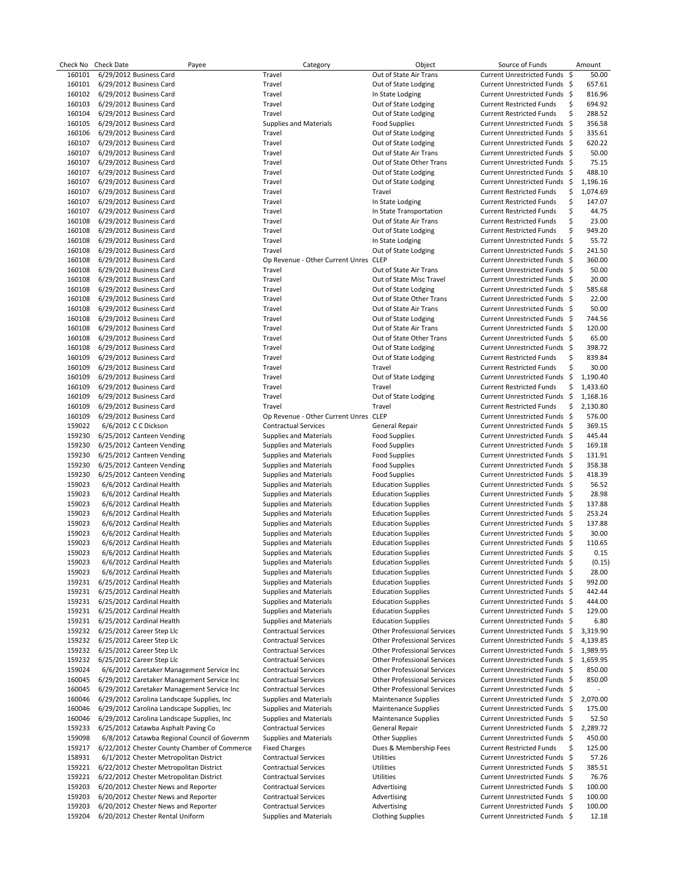| Check No | Check Date | Payee | Category | Object | Source of Funds | Amount |
|---|---|---|---|---|---|---|
| 160101 | 6/29/2012 | Business Card | Travel | Out of State Air Trans | Current Unrestricted Funds | $ 50.00 |
| 160101 | 6/29/2012 | Business Card | Travel | Out of State Lodging | Current Unrestricted Funds | $ 657.61 |
| 160102 | 6/29/2012 | Business Card | Travel | In State Lodging | Current Unrestricted Funds | $ 816.96 |
| 160103 | 6/29/2012 | Business Card | Travel | Out of State Lodging | Current Restricted Funds | $ 694.92 |
| 160104 | 6/29/2012 | Business Card | Travel | Out of State Lodging | Current Restricted Funds | $ 288.52 |
| 160105 | 6/29/2012 | Business Card | Supplies and Materials | Food Supplies | Current Unrestricted Funds | $ 356.58 |
| 160106 | 6/29/2012 | Business Card | Travel | Out of State Lodging | Current Unrestricted Funds | $ 335.61 |
| 160107 | 6/29/2012 | Business Card | Travel | Out of State Lodging | Current Unrestricted Funds | $ 620.22 |
| 160107 | 6/29/2012 | Business Card | Travel | Out of State Air Trans | Current Unrestricted Funds | $ 50.00 |
| 160107 | 6/29/2012 | Business Card | Travel | Out of State Other Trans | Current Unrestricted Funds | $ 75.15 |
| 160107 | 6/29/2012 | Business Card | Travel | Out of State Lodging | Current Unrestricted Funds | $ 488.10 |
| 160107 | 6/29/2012 | Business Card | Travel | Out of State Lodging | Current Unrestricted Funds | $ 1,196.16 |
| 160107 | 6/29/2012 | Business Card | Travel | Travel | Current Restricted Funds | $ 1,074.69 |
| 160107 | 6/29/2012 | Business Card | Travel | In State Lodging | Current Restricted Funds | $ 147.07 |
| 160107 | 6/29/2012 | Business Card | Travel | In State Transportation | Current Restricted Funds | $ 44.75 |
| 160108 | 6/29/2012 | Business Card | Travel | Out of State Air Trans | Current Restricted Funds | $ 23.00 |
| 160108 | 6/29/2012 | Business Card | Travel | Out of State Lodging | Current Restricted Funds | $ 949.20 |
| 160108 | 6/29/2012 | Business Card | Travel | In State Lodging | Current Unrestricted Funds | $ 55.72 |
| 160108 | 6/29/2012 | Business Card | Travel | Out of State Lodging | Current Unrestricted Funds | $ 241.50 |
| 160108 | 6/29/2012 | Business Card | Op Revenue - Other Current Unres | CLEP | Current Unrestricted Funds | $ 360.00 |
| 160108 | 6/29/2012 | Business Card | Travel | Out of State Air Trans | Current Unrestricted Funds | $ 50.00 |
| 160108 | 6/29/2012 | Business Card | Travel | Out of State Misc Travel | Current Unrestricted Funds | $ 20.00 |
| 160108 | 6/29/2012 | Business Card | Travel | Out of State Lodging | Current Unrestricted Funds | $ 585.68 |
| 160108 | 6/29/2012 | Business Card | Travel | Out of State Other Trans | Current Unrestricted Funds | $ 22.00 |
| 160108 | 6/29/2012 | Business Card | Travel | Out of State Air Trans | Current Unrestricted Funds | $ 50.00 |
| 160108 | 6/29/2012 | Business Card | Travel | Out of State Lodging | Current Unrestricted Funds | $ 744.56 |
| 160108 | 6/29/2012 | Business Card | Travel | Out of State Air Trans | Current Unrestricted Funds | $ 120.00 |
| 160108 | 6/29/2012 | Business Card | Travel | Out of State Other Trans | Current Unrestricted Funds | $ 65.00 |
| 160108 | 6/29/2012 | Business Card | Travel | Out of State Lodging | Current Unrestricted Funds | $ 398.72 |
| 160109 | 6/29/2012 | Business Card | Travel | Out of State Lodging | Current Restricted Funds | $ 839.84 |
| 160109 | 6/29/2012 | Business Card | Travel | Travel | Current Restricted Funds | $ 30.00 |
| 160109 | 6/29/2012 | Business Card | Travel | Out of State Lodging | Current Unrestricted Funds | $ 1,190.40 |
| 160109 | 6/29/2012 | Business Card | Travel | Travel | Current Restricted Funds | $ 1,433.60 |
| 160109 | 6/29/2012 | Business Card | Travel | Out of State Lodging | Current Unrestricted Funds | $ 1,168.16 |
| 160109 | 6/29/2012 | Business Card | Travel | Travel | Current Restricted Funds | $ 2,130.80 |
| 160109 | 6/29/2012 | Business Card | Op Revenue - Other Current Unres | CLEP | Current Unrestricted Funds | $ 576.00 |
| 159022 | 6/6/2012 | C C Dickson | Contractual Services | General Repair | Current Unrestricted Funds | $ 369.15 |
| 159230 | 6/25/2012 | Canteen Vending | Supplies and Materials | Food Supplies | Current Unrestricted Funds | $ 445.44 |
| 159230 | 6/25/2012 | Canteen Vending | Supplies and Materials | Food Supplies | Current Unrestricted Funds | $ 169.18 |
| 159230 | 6/25/2012 | Canteen Vending | Supplies and Materials | Food Supplies | Current Unrestricted Funds | $ 131.91 |
| 159230 | 6/25/2012 | Canteen Vending | Supplies and Materials | Food Supplies | Current Unrestricted Funds | $ 358.38 |
| 159230 | 6/25/2012 | Canteen Vending | Supplies and Materials | Food Supplies | Current Unrestricted Funds | $ 418.39 |
| 159023 | 6/6/2012 | Cardinal Health | Supplies and Materials | Education Supplies | Current Unrestricted Funds | $ 56.52 |
| 159023 | 6/6/2012 | Cardinal Health | Supplies and Materials | Education Supplies | Current Unrestricted Funds | $ 28.98 |
| 159023 | 6/6/2012 | Cardinal Health | Supplies and Materials | Education Supplies | Current Unrestricted Funds | $ 137.88 |
| 159023 | 6/6/2012 | Cardinal Health | Supplies and Materials | Education Supplies | Current Unrestricted Funds | $ 253.24 |
| 159023 | 6/6/2012 | Cardinal Health | Supplies and Materials | Education Supplies | Current Unrestricted Funds | $ 137.88 |
| 159023 | 6/6/2012 | Cardinal Health | Supplies and Materials | Education Supplies | Current Unrestricted Funds | $ 30.00 |
| 159023 | 6/6/2012 | Cardinal Health | Supplies and Materials | Education Supplies | Current Unrestricted Funds | $ 110.65 |
| 159023 | 6/6/2012 | Cardinal Health | Supplies and Materials | Education Supplies | Current Unrestricted Funds | $ 0.15 |
| 159023 | 6/6/2012 | Cardinal Health | Supplies and Materials | Education Supplies | Current Unrestricted Funds | $ (0.15) |
| 159023 | 6/6/2012 | Cardinal Health | Supplies and Materials | Education Supplies | Current Unrestricted Funds | $ 28.00 |
| 159231 | 6/25/2012 | Cardinal Health | Supplies and Materials | Education Supplies | Current Unrestricted Funds | $ 992.00 |
| 159231 | 6/25/2012 | Cardinal Health | Supplies and Materials | Education Supplies | Current Unrestricted Funds | $ 442.44 |
| 159231 | 6/25/2012 | Cardinal Health | Supplies and Materials | Education Supplies | Current Unrestricted Funds | $ 444.00 |
| 159231 | 6/25/2012 | Cardinal Health | Supplies and Materials | Education Supplies | Current Unrestricted Funds | $ 129.00 |
| 159231 | 6/25/2012 | Cardinal Health | Supplies and Materials | Education Supplies | Current Unrestricted Funds | $ 6.80 |
| 159232 | 6/25/2012 | Career Step Llc | Contractual Services | Other Professional Services | Current Unrestricted Funds | $ 3,319.90 |
| 159232 | 6/25/2012 | Career Step Llc | Contractual Services | Other Professional Services | Current Unrestricted Funds | $ 4,139.85 |
| 159232 | 6/25/2012 | Career Step Llc | Contractual Services | Other Professional Services | Current Unrestricted Funds | $ 1,989.95 |
| 159232 | 6/25/2012 | Career Step Llc | Contractual Services | Other Professional Services | Current Unrestricted Funds | $ 1,659.95 |
| 159024 | 6/6/2012 | Caretaker Management Service Inc | Contractual Services | Other Professional Services | Current Unrestricted Funds | $ 850.00 |
| 160045 | 6/29/2012 | Caretaker Management Service Inc | Contractual Services | Other Professional Services | Current Unrestricted Funds | $ 850.00 |
| 160045 | 6/29/2012 | Caretaker Management Service Inc | Contractual Services | Other Professional Services | Current Unrestricted Funds | $ - |
| 160046 | 6/29/2012 | Carolina Landscape Supplies, Inc | Supplies and Materials | Maintenance Supplies | Current Unrestricted Funds | $ 2,070.00 |
| 160046 | 6/29/2012 | Carolina Landscape Supplies, Inc | Supplies and Materials | Maintenance Supplies | Current Unrestricted Funds | $ 175.00 |
| 160046 | 6/29/2012 | Carolina Landscape Supplies, Inc | Supplies and Materials | Maintenance Supplies | Current Unrestricted Funds | $ 52.50 |
| 159233 | 6/25/2012 | Catawba Asphalt Paving Co | Contractual Services | General Repair | Current Unrestricted Funds | $ 2,289.72 |
| 159098 | 6/8/2012 | Catawba Regional Council of Governm | Supplies and Materials | Other Supplies | Current Unrestricted Funds | $ 450.00 |
| 159217 | 6/22/2012 | Chester County Chamber of Commerce | Fixed Charges | Dues & Membership Fees | Current Restricted Funds | $ 125.00 |
| 158931 | 6/1/2012 | Chester Metropolitan District | Contractual Services | Utilities | Current Unrestricted Funds | $ 57.26 |
| 159221 | 6/22/2012 | Chester Metropolitan District | Contractual Services | Utilities | Current Unrestricted Funds | $ 385.51 |
| 159221 | 6/22/2012 | Chester Metropolitan District | Contractual Services | Utilities | Current Unrestricted Funds | $ 76.76 |
| 159203 | 6/20/2012 | Chester News and Reporter | Contractual Services | Advertising | Current Unrestricted Funds | $ 100.00 |
| 159203 | 6/20/2012 | Chester News and Reporter | Contractual Services | Advertising | Current Unrestricted Funds | $ 100.00 |
| 159203 | 6/20/2012 | Chester News and Reporter | Contractual Services | Advertising | Current Unrestricted Funds | $ 100.00 |
| 159204 | 6/20/2012 | Chester Rental Uniform | Supplies and Materials | Clothing Supplies | Current Unrestricted Funds | $ 12.18 |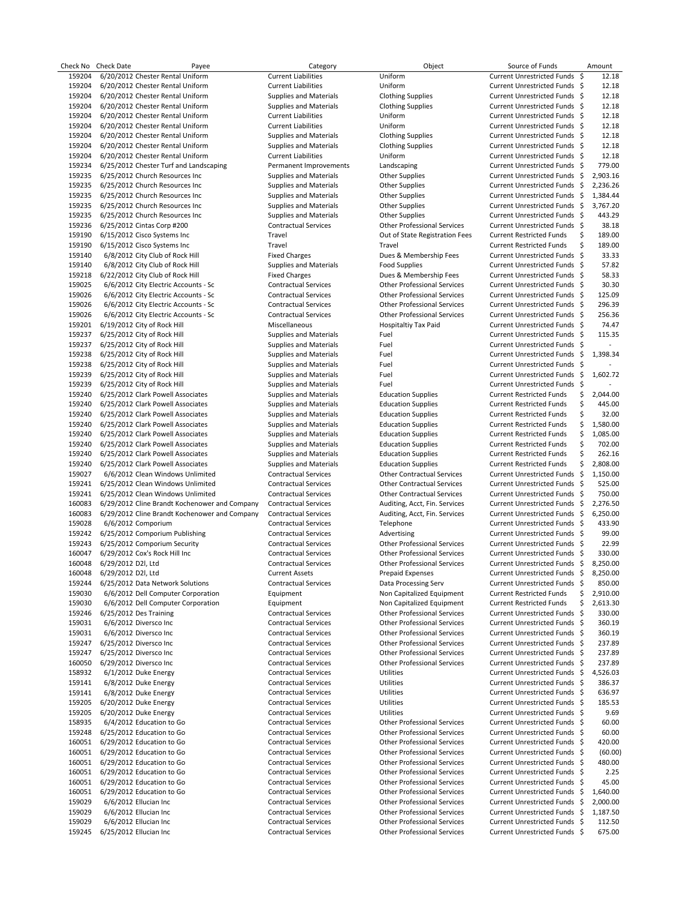| Check No | Check Date | Payee | Category | Object | Source of Funds | Amount |
|---|---|---|---|---|---|---|
| 159204 | 6/20/2012 | Chester Rental Uniform | Current Liabilities | Uniform | Current Unrestricted Funds | $ 12.18 |
| 159204 | 6/20/2012 | Chester Rental Uniform | Current Liabilities | Uniform | Current Unrestricted Funds | $ 12.18 |
| 159204 | 6/20/2012 | Chester Rental Uniform | Supplies and Materials | Clothing Supplies | Current Unrestricted Funds | $ 12.18 |
| 159204 | 6/20/2012 | Chester Rental Uniform | Supplies and Materials | Clothing Supplies | Current Unrestricted Funds | $ 12.18 |
| 159204 | 6/20/2012 | Chester Rental Uniform | Current Liabilities | Uniform | Current Unrestricted Funds | $ 12.18 |
| 159204 | 6/20/2012 | Chester Rental Uniform | Current Liabilities | Uniform | Current Unrestricted Funds | $ 12.18 |
| 159204 | 6/20/2012 | Chester Rental Uniform | Supplies and Materials | Clothing Supplies | Current Unrestricted Funds | $ 12.18 |
| 159204 | 6/20/2012 | Chester Rental Uniform | Supplies and Materials | Clothing Supplies | Current Unrestricted Funds | $ 12.18 |
| 159204 | 6/20/2012 | Chester Rental Uniform | Current Liabilities | Uniform | Current Unrestricted Funds | $ 12.18 |
| 159234 | 6/25/2012 | Chester Turf and Landscaping | Permanent Improvements | Landscaping | Current Unrestricted Funds | $ 779.00 |
| 159235 | 6/25/2012 | Church Resources Inc | Supplies and Materials | Other Supplies | Current Unrestricted Funds | $ 2,903.16 |
| 159235 | 6/25/2012 | Church Resources Inc | Supplies and Materials | Other Supplies | Current Unrestricted Funds | $ 2,236.26 |
| 159235 | 6/25/2012 | Church Resources Inc | Supplies and Materials | Other Supplies | Current Unrestricted Funds | $ 1,384.44 |
| 159235 | 6/25/2012 | Church Resources Inc | Supplies and Materials | Other Supplies | Current Unrestricted Funds | $ 3,767.20 |
| 159235 | 6/25/2012 | Church Resources Inc | Supplies and Materials | Other Supplies | Current Unrestricted Funds | $ 443.29 |
| 159236 | 6/25/2012 | Cintas Corp #200 | Contractual Services | Other Professional Services | Current Unrestricted Funds | $ 38.18 |
| 159190 | 6/15/2012 | Cisco Systems Inc | Travel | Out of State Registration Fees | Current Restricted Funds | $ 189.00 |
| 159190 | 6/15/2012 | Cisco Systems Inc | Travel | Travel | Current Restricted Funds | $ 189.00 |
| 159140 | 6/8/2012 | City Club of Rock Hill | Fixed Charges | Dues & Membership Fees | Current Unrestricted Funds | $ 33.33 |
| 159140 | 6/8/2012 | City Club of Rock Hill | Supplies and Materials | Food Supplies | Current Unrestricted Funds | $ 57.82 |
| 159218 | 6/22/2012 | City Club of Rock Hill | Fixed Charges | Dues & Membership Fees | Current Unrestricted Funds | $ 58.33 |
| 159025 | 6/6/2012 | City Electric Accounts - Sc | Contractual Services | Other Professional Services | Current Unrestricted Funds | $ 30.30 |
| 159026 | 6/6/2012 | City Electric Accounts - Sc | Contractual Services | Other Professional Services | Current Unrestricted Funds | $ 125.09 |
| 159026 | 6/6/2012 | City Electric Accounts - Sc | Contractual Services | Other Professional Services | Current Unrestricted Funds | $ 296.39 |
| 159026 | 6/6/2012 | City Electric Accounts - Sc | Contractual Services | Other Professional Services | Current Unrestricted Funds | $ 256.36 |
| 159201 | 6/19/2012 | City of Rock Hill | Miscellaneous | Hospitaltiy Tax Paid | Current Unrestricted Funds | $ 74.47 |
| 159237 | 6/25/2012 | City of Rock Hill | Supplies and Materials | Fuel | Current Unrestricted Funds | $ 115.35 |
| 159237 | 6/25/2012 | City of Rock Hill | Supplies and Materials | Fuel | Current Unrestricted Funds | $ - |
| 159238 | 6/25/2012 | City of Rock Hill | Supplies and Materials | Fuel | Current Unrestricted Funds | $ 1,398.34 |
| 159238 | 6/25/2012 | City of Rock Hill | Supplies and Materials | Fuel | Current Unrestricted Funds | $ - |
| 159239 | 6/25/2012 | City of Rock Hill | Supplies and Materials | Fuel | Current Unrestricted Funds | $ 1,602.72 |
| 159239 | 6/25/2012 | City of Rock Hill | Supplies and Materials | Fuel | Current Unrestricted Funds | $ - |
| 159240 | 6/25/2012 | Clark Powell Associates | Supplies and Materials | Education Supplies | Current Restricted Funds | $ 2,044.00 |
| 159240 | 6/25/2012 | Clark Powell Associates | Supplies and Materials | Education Supplies | Current Restricted Funds | $ 445.00 |
| 159240 | 6/25/2012 | Clark Powell Associates | Supplies and Materials | Education Supplies | Current Restricted Funds | $ 32.00 |
| 159240 | 6/25/2012 | Clark Powell Associates | Supplies and Materials | Education Supplies | Current Restricted Funds | $ 1,580.00 |
| 159240 | 6/25/2012 | Clark Powell Associates | Supplies and Materials | Education Supplies | Current Restricted Funds | $ 1,085.00 |
| 159240 | 6/25/2012 | Clark Powell Associates | Supplies and Materials | Education Supplies | Current Restricted Funds | $ 702.00 |
| 159240 | 6/25/2012 | Clark Powell Associates | Supplies and Materials | Education Supplies | Current Restricted Funds | $ 262.16 |
| 159240 | 6/25/2012 | Clark Powell Associates | Supplies and Materials | Education Supplies | Current Restricted Funds | $ 2,808.00 |
| 159027 | 6/6/2012 | Clean Windows Unlimited | Contractual Services | Other Contractual Services | Current Unrestricted Funds | $ 1,150.00 |
| 159241 | 6/25/2012 | Clean Windows Unlimited | Contractual Services | Other Contractual Services | Current Unrestricted Funds | $ 525.00 |
| 159241 | 6/25/2012 | Clean Windows Unlimited | Contractual Services | Other Contractual Services | Current Unrestricted Funds | $ 750.00 |
| 160083 | 6/29/2012 | Cline Brandt Kochenower and Company | Contractual Services | Auditing, Acct, Fin. Services | Current Unrestricted Funds | $ 2,276.50 |
| 160083 | 6/29/2012 | Cline Brandt Kochenower and Company | Contractual Services | Auditing, Acct, Fin. Services | Current Unrestricted Funds | $ 6,250.00 |
| 159028 | 6/6/2012 | Comporium | Contractual Services | Telephone | Current Unrestricted Funds | $ 433.90 |
| 159242 | 6/25/2012 | Comporium Publishing | Contractual Services | Advertising | Current Unrestricted Funds | $ 99.00 |
| 159243 | 6/25/2012 | Comporium Security | Contractual Services | Other Professional Services | Current Unrestricted Funds | $ 22.99 |
| 160047 | 6/29/2012 | Cox's Rock Hill Inc | Contractual Services | Other Professional Services | Current Unrestricted Funds | $ 330.00 |
| 160048 | 6/29/2012 | D2l, Ltd | Contractual Services | Other Professional Services | Current Unrestricted Funds | $ 8,250.00 |
| 160048 | 6/29/2012 | D2l, Ltd | Current Assets | Prepaid Expenses | Current Unrestricted Funds | $ 8,250.00 |
| 159244 | 6/25/2012 | Data Network Solutions | Contractual Services | Data Processing Serv | Current Unrestricted Funds | $ 850.00 |
| 159030 | 6/6/2012 | Dell Computer Corporation | Equipment | Non Capitalized Equipment | Current Restricted Funds | $ 2,910.00 |
| 159030 | 6/6/2012 | Dell Computer Corporation | Equipment | Non Capitalized Equipment | Current Restricted Funds | $ 2,613.30 |
| 159246 | 6/25/2012 | Des Training | Contractual Services | Other Professional Services | Current Unrestricted Funds | $ 330.00 |
| 159031 | 6/6/2012 | Diversco Inc | Contractual Services | Other Professional Services | Current Unrestricted Funds | $ 360.19 |
| 159031 | 6/6/2012 | Diversco Inc | Contractual Services | Other Professional Services | Current Unrestricted Funds | $ 360.19 |
| 159247 | 6/25/2012 | Diversco Inc | Contractual Services | Other Professional Services | Current Unrestricted Funds | $ 237.89 |
| 159247 | 6/25/2012 | Diversco Inc | Contractual Services | Other Professional Services | Current Unrestricted Funds | $ 237.89 |
| 160050 | 6/29/2012 | Diversco Inc | Contractual Services | Other Professional Services | Current Unrestricted Funds | $ 237.89 |
| 158932 | 6/1/2012 | Duke Energy | Contractual Services | Utilities | Current Unrestricted Funds | $ 4,526.03 |
| 159141 | 6/8/2012 | Duke Energy | Contractual Services | Utilities | Current Unrestricted Funds | $ 386.37 |
| 159141 | 6/8/2012 | Duke Energy | Contractual Services | Utilities | Current Unrestricted Funds | $ 636.97 |
| 159205 | 6/20/2012 | Duke Energy | Contractual Services | Utilities | Current Unrestricted Funds | $ 185.53 |
| 159205 | 6/20/2012 | Duke Energy | Contractual Services | Utilities | Current Unrestricted Funds | $ 9.69 |
| 158935 | 6/4/2012 | Education to Go | Contractual Services | Other Professional Services | Current Unrestricted Funds | $ 60.00 |
| 159248 | 6/25/2012 | Education to Go | Contractual Services | Other Professional Services | Current Unrestricted Funds | $ 60.00 |
| 160051 | 6/29/2012 | Education to Go | Contractual Services | Other Professional Services | Current Unrestricted Funds | $ 420.00 |
| 160051 | 6/29/2012 | Education to Go | Contractual Services | Other Professional Services | Current Unrestricted Funds | $ (60.00) |
| 160051 | 6/29/2012 | Education to Go | Contractual Services | Other Professional Services | Current Unrestricted Funds | $ 480.00 |
| 160051 | 6/29/2012 | Education to Go | Contractual Services | Other Professional Services | Current Unrestricted Funds | $ 2.25 |
| 160051 | 6/29/2012 | Education to Go | Contractual Services | Other Professional Services | Current Unrestricted Funds | $ 45.00 |
| 160051 | 6/29/2012 | Education to Go | Contractual Services | Other Professional Services | Current Unrestricted Funds | $ 1,640.00 |
| 159029 | 6/6/2012 | Ellucian Inc | Contractual Services | Other Professional Services | Current Unrestricted Funds | $ 2,000.00 |
| 159029 | 6/6/2012 | Ellucian Inc | Contractual Services | Other Professional Services | Current Unrestricted Funds | $ 1,187.50 |
| 159029 | 6/6/2012 | Ellucian Inc | Contractual Services | Other Professional Services | Current Unrestricted Funds | $ 112.50 |
| 159245 | 6/25/2012 | Ellucian Inc | Contractual Services | Other Professional Services | Current Unrestricted Funds | $ 675.00 |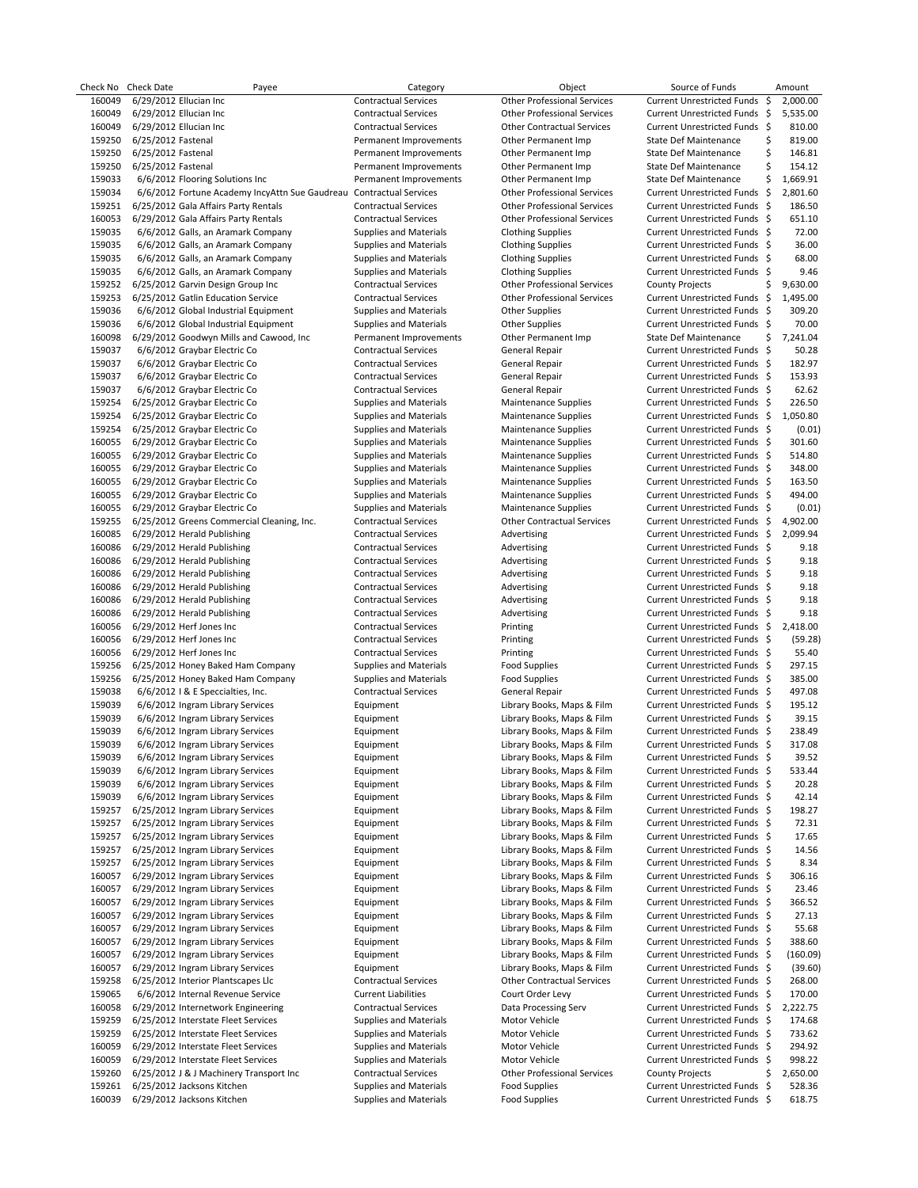| Check No | Check Date | Payee | Category | Object | Source of Funds | Amount |
|---|---|---|---|---|---|---|
| 160049 | 6/29/2012 | Ellucian Inc | Contractual Services | Other Professional Services | Current Unrestricted Funds | $ 2,000.00 |
| 160049 | 6/29/2012 | Ellucian Inc | Contractual Services | Other Professional Services | Current Unrestricted Funds | $ 5,535.00 |
| 160049 | 6/29/2012 | Ellucian Inc | Contractual Services | Other Contractual Services | Current Unrestricted Funds | $ 810.00 |
| 159250 | 6/25/2012 | Fastenal | Permanent Improvements | Other Permanent Imp | State Def Maintenance | $ 819.00 |
| 159250 | 6/25/2012 | Fastenal | Permanent Improvements | Other Permanent Imp | State Def Maintenance | $ 146.81 |
| 159250 | 6/25/2012 | Fastenal | Permanent Improvements | Other Permanent Imp | State Def Maintenance | $ 154.12 |
| 159033 | 6/6/2012 | Flooring Solutions Inc | Permanent Improvements | Other Permanent Imp | State Def Maintenance | $ 1,669.91 |
| 159034 | 6/6/2012 | Fortune Academy IncyAttn Sue Gaudreau | Contractual Services | Other Professional Services | Current Unrestricted Funds | $ 2,801.60 |
| 159251 | 6/25/2012 | Gala Affairs Party Rentals | Contractual Services | Other Professional Services | Current Unrestricted Funds | $ 186.50 |
| 160053 | 6/29/2012 | Gala Affairs Party Rentals | Contractual Services | Other Professional Services | Current Unrestricted Funds | $ 651.10 |
| 159035 | 6/6/2012 | Galls, an Aramark Company | Supplies and Materials | Clothing Supplies | Current Unrestricted Funds | $ 72.00 |
| 159035 | 6/6/2012 | Galls, an Aramark Company | Supplies and Materials | Clothing Supplies | Current Unrestricted Funds | $ 36.00 |
| 159035 | 6/6/2012 | Galls, an Aramark Company | Supplies and Materials | Clothing Supplies | Current Unrestricted Funds | $ 68.00 |
| 159035 | 6/6/2012 | Galls, an Aramark Company | Supplies and Materials | Clothing Supplies | Current Unrestricted Funds | $ 9.46 |
| 159252 | 6/25/2012 | Garvin Design Group Inc | Contractual Services | Other Professional Services | County Projects | $ 9,630.00 |
| 159253 | 6/25/2012 | Gatlin Education Service | Contractual Services | Other Professional Services | Current Unrestricted Funds | $ 1,495.00 |
| 159036 | 6/6/2012 | Global Industrial Equipment | Supplies and Materials | Other Supplies | Current Unrestricted Funds | $ 309.20 |
| 159036 | 6/6/2012 | Global Industrial Equipment | Supplies and Materials | Other Supplies | Current Unrestricted Funds | $ 70.00 |
| 160098 | 6/29/2012 | Goodwyn Mills and Cawood, Inc | Permanent Improvements | Other Permanent Imp | State Def Maintenance | $ 7,241.04 |
| 159037 | 6/6/2012 | Graybar Electric Co | Contractual Services | General Repair | Current Unrestricted Funds | $ 50.28 |
| 159037 | 6/6/2012 | Graybar Electric Co | Contractual Services | General Repair | Current Unrestricted Funds | $ 182.97 |
| 159037 | 6/6/2012 | Graybar Electric Co | Contractual Services | General Repair | Current Unrestricted Funds | $ 153.93 |
| 159037 | 6/6/2012 | Graybar Electric Co | Contractual Services | General Repair | Current Unrestricted Funds | $ 62.62 |
| 159254 | 6/25/2012 | Graybar Electric Co | Supplies and Materials | Maintenance Supplies | Current Unrestricted Funds | $ 226.50 |
| 159254 | 6/25/2012 | Graybar Electric Co | Supplies and Materials | Maintenance Supplies | Current Unrestricted Funds | $ 1,050.80 |
| 159254 | 6/25/2012 | Graybar Electric Co | Supplies and Materials | Maintenance Supplies | Current Unrestricted Funds | $ (0.01) |
| 160055 | 6/29/2012 | Graybar Electric Co | Supplies and Materials | Maintenance Supplies | Current Unrestricted Funds | $ 301.60 |
| 160055 | 6/29/2012 | Graybar Electric Co | Supplies and Materials | Maintenance Supplies | Current Unrestricted Funds | $ 514.80 |
| 160055 | 6/29/2012 | Graybar Electric Co | Supplies and Materials | Maintenance Supplies | Current Unrestricted Funds | $ 348.00 |
| 160055 | 6/29/2012 | Graybar Electric Co | Supplies and Materials | Maintenance Supplies | Current Unrestricted Funds | $ 163.50 |
| 160055 | 6/29/2012 | Graybar Electric Co | Supplies and Materials | Maintenance Supplies | Current Unrestricted Funds | $ 494.00 |
| 160055 | 6/29/2012 | Graybar Electric Co | Supplies and Materials | Maintenance Supplies | Current Unrestricted Funds | $ (0.01) |
| 159255 | 6/25/2012 | Greens Commercial Cleaning, Inc. | Contractual Services | Other Contractual Services | Current Unrestricted Funds | $ 4,902.00 |
| 160085 | 6/29/2012 | Herald Publishing | Contractual Services | Advertising | Current Unrestricted Funds | $ 2,099.94 |
| 160086 | 6/29/2012 | Herald Publishing | Contractual Services | Advertising | Current Unrestricted Funds | $ 9.18 |
| 160086 | 6/29/2012 | Herald Publishing | Contractual Services | Advertising | Current Unrestricted Funds | $ 9.18 |
| 160086 | 6/29/2012 | Herald Publishing | Contractual Services | Advertising | Current Unrestricted Funds | $ 9.18 |
| 160086 | 6/29/2012 | Herald Publishing | Contractual Services | Advertising | Current Unrestricted Funds | $ 9.18 |
| 160086 | 6/29/2012 | Herald Publishing | Contractual Services | Advertising | Current Unrestricted Funds | $ 9.18 |
| 160086 | 6/29/2012 | Herald Publishing | Contractual Services | Advertising | Current Unrestricted Funds | $ 9.18 |
| 160056 | 6/29/2012 | Herf Jones Inc | Contractual Services | Printing | Current Unrestricted Funds | $ 2,418.00 |
| 160056 | 6/29/2012 | Herf Jones Inc | Contractual Services | Printing | Current Unrestricted Funds | $ (59.28) |
| 160056 | 6/29/2012 | Herf Jones Inc | Contractual Services | Printing | Current Unrestricted Funds | $ 55.40 |
| 159256 | 6/25/2012 | Honey Baked Ham Company | Supplies and Materials | Food Supplies | Current Unrestricted Funds | $ 297.15 |
| 159256 | 6/25/2012 | Honey Baked Ham Company | Supplies and Materials | Food Supplies | Current Unrestricted Funds | $ 385.00 |
| 159038 | 6/6/2012 | I & E Speccialties, Inc. | Contractual Services | General Repair | Current Unrestricted Funds | $ 497.08 |
| 159039 | 6/6/2012 | Ingram Library Services | Equipment | Library Books, Maps & Film | Current Unrestricted Funds | $ 195.12 |
| 159039 | 6/6/2012 | Ingram Library Services | Equipment | Library Books, Maps & Film | Current Unrestricted Funds | $ 39.15 |
| 159039 | 6/6/2012 | Ingram Library Services | Equipment | Library Books, Maps & Film | Current Unrestricted Funds | $ 238.49 |
| 159039 | 6/6/2012 | Ingram Library Services | Equipment | Library Books, Maps & Film | Current Unrestricted Funds | $ 317.08 |
| 159039 | 6/6/2012 | Ingram Library Services | Equipment | Library Books, Maps & Film | Current Unrestricted Funds | $ 39.52 |
| 159039 | 6/6/2012 | Ingram Library Services | Equipment | Library Books, Maps & Film | Current Unrestricted Funds | $ 533.44 |
| 159039 | 6/6/2012 | Ingram Library Services | Equipment | Library Books, Maps & Film | Current Unrestricted Funds | $ 20.28 |
| 159039 | 6/6/2012 | Ingram Library Services | Equipment | Library Books, Maps & Film | Current Unrestricted Funds | $ 42.14 |
| 159257 | 6/25/2012 | Ingram Library Services | Equipment | Library Books, Maps & Film | Current Unrestricted Funds | $ 198.27 |
| 159257 | 6/25/2012 | Ingram Library Services | Equipment | Library Books, Maps & Film | Current Unrestricted Funds | $ 72.31 |
| 159257 | 6/25/2012 | Ingram Library Services | Equipment | Library Books, Maps & Film | Current Unrestricted Funds | $ 17.65 |
| 159257 | 6/25/2012 | Ingram Library Services | Equipment | Library Books, Maps & Film | Current Unrestricted Funds | $ 14.56 |
| 159257 | 6/25/2012 | Ingram Library Services | Equipment | Library Books, Maps & Film | Current Unrestricted Funds | $ 8.34 |
| 160057 | 6/29/2012 | Ingram Library Services | Equipment | Library Books, Maps & Film | Current Unrestricted Funds | $ 306.16 |
| 160057 | 6/29/2012 | Ingram Library Services | Equipment | Library Books, Maps & Film | Current Unrestricted Funds | $ 23.46 |
| 160057 | 6/29/2012 | Ingram Library Services | Equipment | Library Books, Maps & Film | Current Unrestricted Funds | $ 366.52 |
| 160057 | 6/29/2012 | Ingram Library Services | Equipment | Library Books, Maps & Film | Current Unrestricted Funds | $ 27.13 |
| 160057 | 6/29/2012 | Ingram Library Services | Equipment | Library Books, Maps & Film | Current Unrestricted Funds | $ 55.68 |
| 160057 | 6/29/2012 | Ingram Library Services | Equipment | Library Books, Maps & Film | Current Unrestricted Funds | $ 388.60 |
| 160057 | 6/29/2012 | Ingram Library Services | Equipment | Library Books, Maps & Film | Current Unrestricted Funds | $ (160.09) |
| 160057 | 6/29/2012 | Ingram Library Services | Equipment | Library Books, Maps & Film | Current Unrestricted Funds | $ (39.60) |
| 159258 | 6/25/2012 | Interior Plantscapes Llc | Contractual Services | Other Contractual Services | Current Unrestricted Funds | $ 268.00 |
| 159065 | 6/6/2012 | Internal Revenue Service | Current Liabilities | Court Order Levy | Current Unrestricted Funds | $ 170.00 |
| 160058 | 6/29/2012 | Internetwork Engineering | Contractual Services | Data Processing Serv | Current Unrestricted Funds | $ 2,222.75 |
| 159259 | 6/25/2012 | Interstate Fleet Services | Supplies and Materials | Motor Vehicle | Current Unrestricted Funds | $ 174.68 |
| 159259 | 6/25/2012 | Interstate Fleet Services | Supplies and Materials | Motor Vehicle | Current Unrestricted Funds | $ 733.62 |
| 160059 | 6/29/2012 | Interstate Fleet Services | Supplies and Materials | Motor Vehicle | Current Unrestricted Funds | $ 294.92 |
| 160059 | 6/29/2012 | Interstate Fleet Services | Supplies and Materials | Motor Vehicle | Current Unrestricted Funds | $ 998.22 |
| 159260 | 6/25/2012 | J & J Machinery Transport Inc | Contractual Services | Other Professional Services | County Projects | $ 2,650.00 |
| 159261 | 6/25/2012 | Jacksons Kitchen | Supplies and Materials | Food Supplies | Current Unrestricted Funds | $ 528.36 |
| 160039 | 6/29/2012 | Jacksons Kitchen | Supplies and Materials | Food Supplies | Current Unrestricted Funds | $ 618.75 |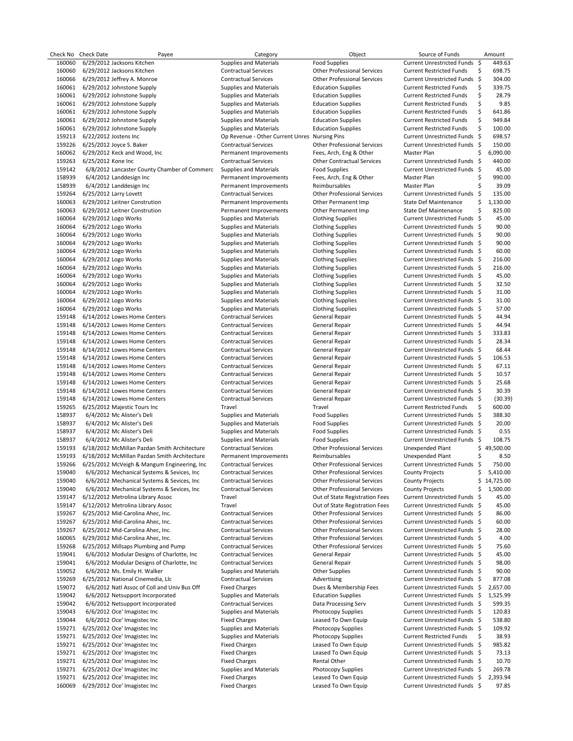| Check No | Check Date | Payee | Category | Object | Source of Funds | Amount |
|---|---|---|---|---|---|---|
| 160060 | 6/29/2012 | Jacksons Kitchen | Supplies and Materials | Food Supplies | Current Unrestricted Funds | $ 449.63 |
| 160060 | 6/29/2012 | Jacksons Kitchen | Contractual Services | Other Professional Services | Current Restricted Funds | $ 698.75 |
| 160066 | 6/29/2012 | Jeffrey A. Monroe | Contractual Services | Other Professional Services | Current Unrestricted Funds | $ 304.00 |
| 160061 | 6/29/2012 | Johnstone Supply | Supplies and Materials | Education Supplies | Current Restricted Funds | $ 339.75 |
| 160061 | 6/29/2012 | Johnstone Supply | Supplies and Materials | Education Supplies | Current Restricted Funds | $ 28.79 |
| 160061 | 6/29/2012 | Johnstone Supply | Supplies and Materials | Education Supplies | Current Restricted Funds | $ 9.85 |
| 160061 | 6/29/2012 | Johnstone Supply | Supplies and Materials | Education Supplies | Current Restricted Funds | $ 641.86 |
| 160061 | 6/29/2012 | Johnstone Supply | Supplies and Materials | Education Supplies | Current Restricted Funds | $ 949.84 |
| 160061 | 6/29/2012 | Johnstone Supply | Supplies and Materials | Education Supplies | Current Restricted Funds | $ 100.00 |
| 159213 | 6/22/2012 | Jostens Inc | Op Revenue - Other Current Unres | Nursing Pins | Current Unrestricted Funds | $ 698.57 |
| 159226 | 6/25/2012 | Joyce S. Baker | Contractual Services | Other Professional Services | Current Unrestricted Funds | $ 150.00 |
| 160062 | 6/29/2012 | Keck and Wood, Inc | Permanent Improvements | Fees, Arch, Eng & Other | Master Plan | $ 6,090.00 |
| 159263 | 6/25/2012 | Kone Inc | Contractual Services | Other Contractual Services | Current Unrestricted Funds | $ 440.00 |
| 159142 | 6/8/2012 | Lancaster County Chamber of Commerc | Supplies and Materials | Food Supplies | Current Unrestricted Funds | $ 45.00 |
| 158939 | 6/4/2012 | Landdesign Inc | Permanent Improvements | Fees, Arch, Eng & Other | Master Plan | $ 990.00 |
| 158939 | 6/4/2012 | Landdesign Inc | Permanent Improvements | Reimbursables | Master Plan | $ 39.09 |
| 159264 | 6/25/2012 | Larry Lovett | Contractual Services | Other Professional Services | Current Unrestricted Funds | $ 135.00 |
| 160063 | 6/29/2012 | Leitner Constrution | Permanent Improvements | Other Permanent Imp | State Def Maintenance | $ 1,130.00 |
| 160063 | 6/29/2012 | Leitner Constrution | Permanent Improvements | Other Permanent Imp | State Def Maintenance | $ 825.00 |
| 160064 | 6/29/2012 | Logo Works | Supplies and Materials | Clothing Supplies | Current Unrestricted Funds | $ 45.00 |
| 160064 | 6/29/2012 | Logo Works | Supplies and Materials | Clothing Supplies | Current Unrestricted Funds | $ 90.00 |
| 160064 | 6/29/2012 | Logo Works | Supplies and Materials | Clothing Supplies | Current Unrestricted Funds | $ 90.00 |
| 160064 | 6/29/2012 | Logo Works | Supplies and Materials | Clothing Supplies | Current Unrestricted Funds | $ 90.00 |
| 160064 | 6/29/2012 | Logo Works | Supplies and Materials | Clothing Supplies | Current Unrestricted Funds | $ 60.00 |
| 160064 | 6/29/2012 | Logo Works | Supplies and Materials | Clothing Supplies | Current Unrestricted Funds | $ 216.00 |
| 160064 | 6/29/2012 | Logo Works | Supplies and Materials | Clothing Supplies | Current Unrestricted Funds | $ 216.00 |
| 160064 | 6/29/2012 | Logo Works | Supplies and Materials | Clothing Supplies | Current Unrestricted Funds | $ 45.00 |
| 160064 | 6/29/2012 | Logo Works | Supplies and Materials | Clothing Supplies | Current Unrestricted Funds | $ 32.50 |
| 160064 | 6/29/2012 | Logo Works | Supplies and Materials | Clothing Supplies | Current Unrestricted Funds | $ 31.00 |
| 160064 | 6/29/2012 | Logo Works | Supplies and Materials | Clothing Supplies | Current Unrestricted Funds | $ 31.00 |
| 160064 | 6/29/2012 | Logo Works | Supplies and Materials | Clothing Supplies | Current Unrestricted Funds | $ 57.00 |
| 159148 | 6/14/2012 | Lowes Home Centers | Contractual Services | General Repair | Current Unrestricted Funds | $ 44.94 |
| 159148 | 6/14/2012 | Lowes Home Centers | Contractual Services | General Repair | Current Unrestricted Funds | $ 44.94 |
| 159148 | 6/14/2012 | Lowes Home Centers | Contractual Services | General Repair | Current Unrestricted Funds | $ 333.83 |
| 159148 | 6/14/2012 | Lowes Home Centers | Contractual Services | General Repair | Current Unrestricted Funds | $ 28.34 |
| 159148 | 6/14/2012 | Lowes Home Centers | Contractual Services | General Repair | Current Unrestricted Funds | $ 68.44 |
| 159148 | 6/14/2012 | Lowes Home Centers | Contractual Services | General Repair | Current Unrestricted Funds | $ 106.53 |
| 159148 | 6/14/2012 | Lowes Home Centers | Contractual Services | General Repair | Current Unrestricted Funds | $ 67.11 |
| 159148 | 6/14/2012 | Lowes Home Centers | Contractual Services | General Repair | Current Unrestricted Funds | $ 10.57 |
| 159148 | 6/14/2012 | Lowes Home Centers | Contractual Services | General Repair | Current Unrestricted Funds | $ 25.68 |
| 159148 | 6/14/2012 | Lowes Home Centers | Contractual Services | General Repair | Current Unrestricted Funds | $ 30.39 |
| 159148 | 6/14/2012 | Lowes Home Centers | Contractual Services | General Repair | Current Unrestricted Funds | $ (30.39) |
| 159265 | 6/25/2012 | Majestic Tours Inc | Travel | Travel | Current Restricted Funds | $ 600.00 |
| 158937 | 6/4/2012 | Mc Alister's Deli | Supplies and Materials | Food Supplies | Current Unrestricted Funds | $ 388.30 |
| 158937 | 6/4/2012 | Mc Alister's Deli | Supplies and Materials | Food Supplies | Current Unrestricted Funds | $ 20.00 |
| 158937 | 6/4/2012 | Mc Alister's Deli | Supplies and Materials | Food Supplies | Current Unrestricted Funds | $ 0.55 |
| 158937 | 6/4/2012 | Mc Alister's Deli | Supplies and Materials | Food Supplies | Current Unrestricted Funds | $ 108.75 |
| 159193 | 6/18/2012 | McMillan Pazdan Smith Architecture | Contractual Services | Other Professional Services | Unexpended Plant | $ 49,500.00 |
| 159193 | 6/18/2012 | McMillan Pazdan Smith Architecture | Permanent Improvements | Reimbursables | Unexpended Plant | $ 8.50 |
| 159266 | 6/25/2012 | McVeigh & Mangum Engineering, Inc | Contractual Services | Other Professional Services | Current Unrestricted Funds | $ 750.00 |
| 159040 | 6/6/2012 | Mechanical Systems & Sevices, Inc | Contractual Services | Other Professional Services | County Projects | $ 5,410.00 |
| 159040 | 6/6/2012 | Mechanical Systems & Sevices, Inc | Contractual Services | Other Professional Services | County Projects | $ 14,725.00 |
| 159040 | 6/6/2012 | Mechanical Systems & Sevices, Inc | Contractual Services | Other Professional Services | County Projects | $ 1,500.00 |
| 159147 | 6/12/2012 | Metrolina Library Assoc | Travel | Out of State Registration Fees | Current Unrestricted Funds | $ 45.00 |
| 159147 | 6/12/2012 | Metrolina Library Assoc | Travel | Out of State Registration Fees | Current Unrestricted Funds | $ 45.00 |
| 159267 | 6/25/2012 | Mid-Carolina Ahec, Inc. | Contractual Services | Other Professional Services | Current Unrestricted Funds | $ 86.00 |
| 159267 | 6/25/2012 | Mid-Carolina Ahec, Inc. | Contractual Services | Other Professional Services | Current Unrestricted Funds | $ 60.00 |
| 159267 | 6/25/2012 | Mid-Carolina Ahec, Inc. | Contractual Services | Other Professional Services | Current Unrestricted Funds | $ 28.00 |
| 160065 | 6/29/2012 | Mid-Carolina Ahec, Inc. | Contractual Services | Other Professional Services | Current Unrestricted Funds | $ 4.00 |
| 159268 | 6/25/2012 | Millsaps Plumbing and Pump | Contractual Services | Other Professional Services | Current Unrestricted Funds | $ 75.60 |
| 159041 | 6/6/2012 | Modular Designs of Charlotte, Inc | Contractual Services | General Repair | Current Unrestricted Funds | $ 45.00 |
| 159041 | 6/6/2012 | Modular Designs of Charlotte, Inc | Contractual Services | General Repair | Current Unrestricted Funds | $ 98.00 |
| 159052 | 6/6/2012 | Ms. Emily H. Walker | Supplies and Materials | Other Supplies | Current Unrestricted Funds | $ 90.00 |
| 159269 | 6/25/2012 | National Cinemedia, Llc | Contractual Services | Advertising | Current Unrestricted Funds | $ 877.08 |
| 159072 | 6/6/2012 | Natl Assoc of Coll and Univ Bus Off | Fixed Charges | Dues & Membership Fees | Current Unrestricted Funds | $ 2,657.00 |
| 159042 | 6/6/2012 | Netsupport Incorporated | Supplies and Materials | Education Supplies | Current Unrestricted Funds | $ 1,525.99 |
| 159042 | 6/6/2012 | Netsupport Incorporated | Contractual Services | Data Processing Serv | Current Unrestricted Funds | $ 599.35 |
| 159043 | 6/6/2012 | Oce' Imagistec Inc | Supplies and Materials | Photocopy Supplies | Current Unrestricted Funds | $ 120.83 |
| 159044 | 6/6/2012 | Oce' Imagistec Inc | Fixed Charges | Leased To Own Equip | Current Unrestricted Funds | $ 538.80 |
| 159271 | 6/25/2012 | Oce' Imagistec Inc | Supplies and Materials | Photocopy Supplies | Current Unrestricted Funds | $ 109.92 |
| 159271 | 6/25/2012 | Oce' Imagistec Inc | Supplies and Materials | Photocopy Supplies | Current Restricted Funds | $ 38.93 |
| 159271 | 6/25/2012 | Oce' Imagistec Inc | Fixed Charges | Leased To Own Equip | Current Unrestricted Funds | $ 985.82 |
| 159271 | 6/25/2012 | Oce' Imagistec Inc | Fixed Charges | Leased To Own Equip | Current Unrestricted Funds | $ 73.13 |
| 159271 | 6/25/2012 | Oce' Imagistec Inc | Fixed Charges | Rental Other | Current Unrestricted Funds | $ 10.70 |
| 159271 | 6/25/2012 | Oce' Imagistec Inc | Supplies and Materials | Photocopy Supplies | Current Unrestricted Funds | $ 269.78 |
| 159271 | 6/25/2012 | Oce' Imagistec Inc | Fixed Charges | Leased To Own Equip | Current Unrestricted Funds | $ 2,393.94 |
| 160069 | 6/29/2012 | Oce' Imagistec Inc | Fixed Charges | Leased To Own Equip | Current Unrestricted Funds | $ 97.85 |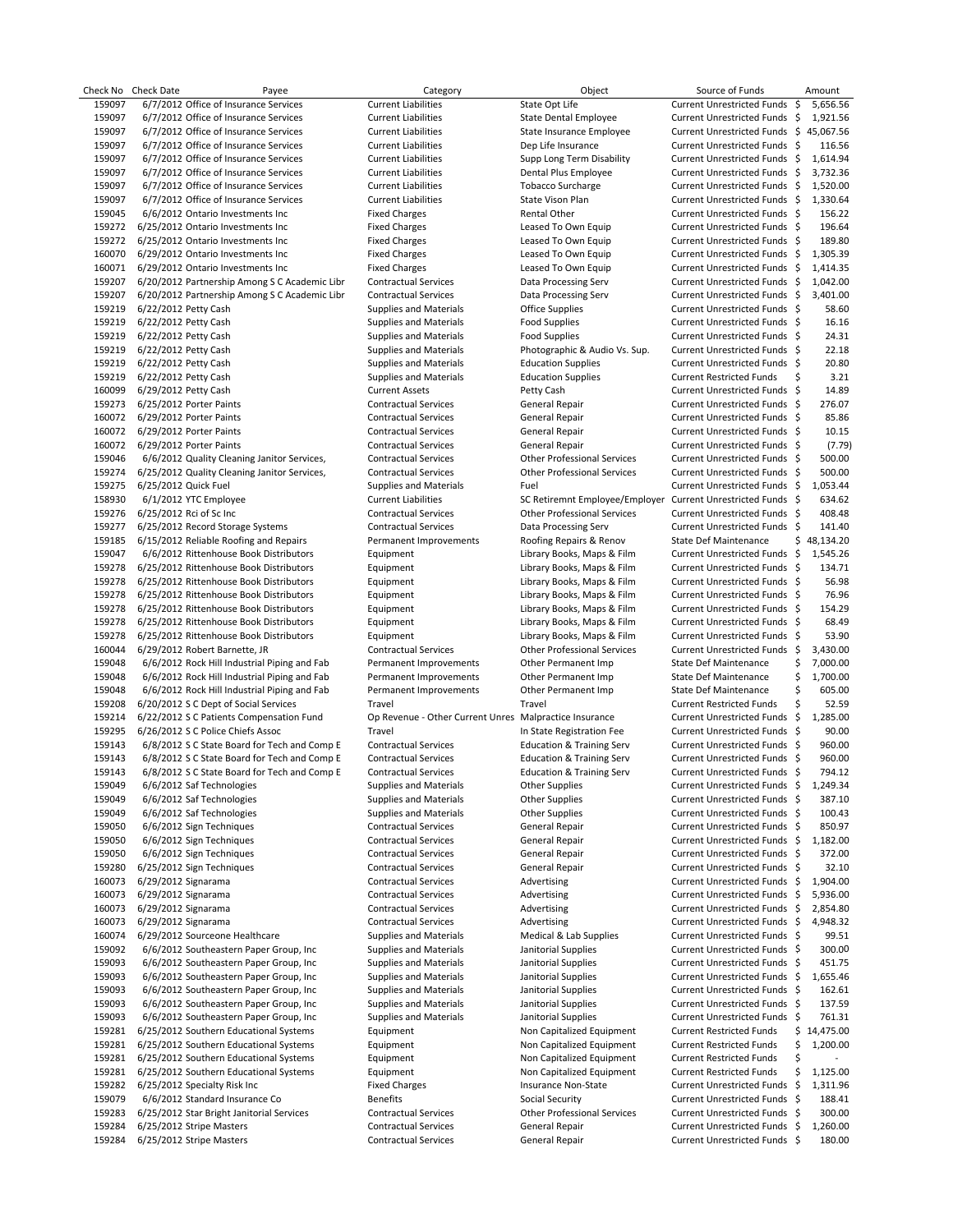| Check No | Check Date | Payee | Category | Object | Source of Funds | Amount |
|---|---|---|---|---|---|---|
| 159097 | 6/7/2012 | Office of Insurance Services | Current Liabilities | State Opt Life | Current Unrestricted Funds | $ 5,656.56 |
| 159097 | 6/7/2012 | Office of Insurance Services | Current Liabilities | State Dental Employee | Current Unrestricted Funds | $ 1,921.56 |
| 159097 | 6/7/2012 | Office of Insurance Services | Current Liabilities | State Insurance Employee | Current Unrestricted Funds | $ 45,067.56 |
| 159097 | 6/7/2012 | Office of Insurance Services | Current Liabilities | Dep Life Insurance | Current Unrestricted Funds | $ 116.56 |
| 159097 | 6/7/2012 | Office of Insurance Services | Current Liabilities | Supp Long Term Disability | Current Unrestricted Funds | $ 1,614.94 |
| 159097 | 6/7/2012 | Office of Insurance Services | Current Liabilities | Dental Plus Employee | Current Unrestricted Funds | $ 3,732.36 |
| 159097 | 6/7/2012 | Office of Insurance Services | Current Liabilities | Tobacco Surcharge | Current Unrestricted Funds | $ 1,520.00 |
| 159097 | 6/7/2012 | Office of Insurance Services | Current Liabilities | State Vison Plan | Current Unrestricted Funds | $ 1,330.64 |
| 159045 | 6/6/2012 | Ontario Investments Inc | Fixed Charges | Rental Other | Current Unrestricted Funds | $ 156.22 |
| 159272 | 6/25/2012 | Ontario Investments Inc | Fixed Charges | Leased To Own Equip | Current Unrestricted Funds | $ 196.64 |
| 159272 | 6/25/2012 | Ontario Investments Inc | Fixed Charges | Leased To Own Equip | Current Unrestricted Funds | $ 189.80 |
| 160070 | 6/29/2012 | Ontario Investments Inc | Fixed Charges | Leased To Own Equip | Current Unrestricted Funds | $ 1,305.39 |
| 160071 | 6/29/2012 | Ontario Investments Inc | Fixed Charges | Leased To Own Equip | Current Unrestricted Funds | $ 1,414.35 |
| 159207 | 6/20/2012 | Partnership Among S C Academic Libr | Contractual Services | Data Processing Serv | Current Unrestricted Funds | $ 1,042.00 |
| 159207 | 6/20/2012 | Partnership Among S C Academic Libr | Contractual Services | Data Processing Serv | Current Unrestricted Funds | $ 3,401.00 |
| 159219 | 6/22/2012 | Petty Cash | Supplies and Materials | Office Supplies | Current Unrestricted Funds | $ 58.60 |
| 159219 | 6/22/2012 | Petty Cash | Supplies and Materials | Food Supplies | Current Unrestricted Funds | $ 16.16 |
| 159219 | 6/22/2012 | Petty Cash | Supplies and Materials | Food Supplies | Current Unrestricted Funds | $ 24.31 |
| 159219 | 6/22/2012 | Petty Cash | Supplies and Materials | Photographic & Audio Vs. Sup. | Current Unrestricted Funds | $ 22.18 |
| 159219 | 6/22/2012 | Petty Cash | Supplies and Materials | Education Supplies | Current Unrestricted Funds | $ 20.80 |
| 159219 | 6/22/2012 | Petty Cash | Supplies and Materials | Education Supplies | Current Restricted Funds | $ 3.21 |
| 160099 | 6/29/2012 | Petty Cash | Current Assets | Petty Cash | Current Unrestricted Funds | $ 14.89 |
| 159273 | 6/25/2012 | Porter Paints | Contractual Services | General Repair | Current Unrestricted Funds | $ 276.07 |
| 160072 | 6/29/2012 | Porter Paints | Contractual Services | General Repair | Current Unrestricted Funds | $ 85.86 |
| 160072 | 6/29/2012 | Porter Paints | Contractual Services | General Repair | Current Unrestricted Funds | $ 10.15 |
| 160072 | 6/29/2012 | Porter Paints | Contractual Services | General Repair | Current Unrestricted Funds | $ (7.79) |
| 159046 | 6/6/2012 | Quality Cleaning Janitor Services, | Contractual Services | Other Professional Services | Current Unrestricted Funds | $ 500.00 |
| 159274 | 6/25/2012 | Quality Cleaning Janitor Services, | Contractual Services | Other Professional Services | Current Unrestricted Funds | $ 500.00 |
| 159275 | 6/25/2012 | Quick Fuel | Supplies and Materials | Fuel | Current Unrestricted Funds | $ 1,053.44 |
| 158930 | 6/1/2012 | YTC Employee | Current Liabilities | SC Retiremnt Employee/Employer | Current Unrestricted Funds | $ 634.62 |
| 159276 | 6/25/2012 | Rci of Sc Inc | Contractual Services | Other Professional Services | Current Unrestricted Funds | $ 408.48 |
| 159277 | 6/25/2012 | Record Storage Systems | Contractual Services | Data Processing Serv | Current Unrestricted Funds | $ 141.40 |
| 159185 | 6/15/2012 | Reliable Roofing and Repairs | Permanent Improvements | Roofing Repairs & Renov | State Def Maintenance | $ 48,134.20 |
| 159047 | 6/6/2012 | Rittenhouse Book Distributors | Equipment | Library Books, Maps & Film | Current Unrestricted Funds | $ 1,545.26 |
| 159278 | 6/25/2012 | Rittenhouse Book Distributors | Equipment | Library Books, Maps & Film | Current Unrestricted Funds | $ 134.71 |
| 159278 | 6/25/2012 | Rittenhouse Book Distributors | Equipment | Library Books, Maps & Film | Current Unrestricted Funds | $ 56.98 |
| 159278 | 6/25/2012 | Rittenhouse Book Distributors | Equipment | Library Books, Maps & Film | Current Unrestricted Funds | $ 76.96 |
| 159278 | 6/25/2012 | Rittenhouse Book Distributors | Equipment | Library Books, Maps & Film | Current Unrestricted Funds | $ 154.29 |
| 159278 | 6/25/2012 | Rittenhouse Book Distributors | Equipment | Library Books, Maps & Film | Current Unrestricted Funds | $ 68.49 |
| 159278 | 6/25/2012 | Rittenhouse Book Distributors | Equipment | Library Books, Maps & Film | Current Unrestricted Funds | $ 53.90 |
| 160044 | 6/29/2012 | Robert Barnette, JR | Contractual Services | Other Professional Services | Current Unrestricted Funds | $ 3,430.00 |
| 159048 | 6/6/2012 | Rock Hill Industrial Piping and Fab | Permanent Improvements | Other Permanent Imp | State Def Maintenance | $ 7,000.00 |
| 159048 | 6/6/2012 | Rock Hill Industrial Piping and Fab | Permanent Improvements | Other Permanent Imp | State Def Maintenance | $ 1,700.00 |
| 159048 | 6/6/2012 | Rock Hill Industrial Piping and Fab | Permanent Improvements | Other Permanent Imp | State Def Maintenance | $ 605.00 |
| 159208 | 6/20/2012 | S C Dept of Social Services | Travel | Travel | Current Restricted Funds | $ 52.59 |
| 159214 | 6/22/2012 | S C Patients Compensation Fund | Op Revenue - Other Current Unres | Malpractice Insurance | Current Unrestricted Funds | $ 1,285.00 |
| 159295 | 6/26/2012 | S C Police Chiefs Assoc | Travel | In State Registration Fee | Current Unrestricted Funds | $ 90.00 |
| 159143 | 6/8/2012 | S C State Board for Tech and Comp E | Contractual Services | Education & Training Serv | Current Unrestricted Funds | $ 960.00 |
| 159143 | 6/8/2012 | S C State Board for Tech and Comp E | Contractual Services | Education & Training Serv | Current Unrestricted Funds | $ 960.00 |
| 159143 | 6/8/2012 | S C State Board for Tech and Comp E | Contractual Services | Education & Training Serv | Current Unrestricted Funds | $ 794.12 |
| 159049 | 6/6/2012 | Saf Technologies | Supplies and Materials | Other Supplies | Current Unrestricted Funds | $ 1,249.34 |
| 159049 | 6/6/2012 | Saf Technologies | Supplies and Materials | Other Supplies | Current Unrestricted Funds | $ 387.10 |
| 159049 | 6/6/2012 | Saf Technologies | Supplies and Materials | Other Supplies | Current Unrestricted Funds | $ 100.43 |
| 159050 | 6/6/2012 | Sign Techniques | Contractual Services | General Repair | Current Unrestricted Funds | $ 850.97 |
| 159050 | 6/6/2012 | Sign Techniques | Contractual Services | General Repair | Current Unrestricted Funds | $ 1,182.00 |
| 159050 | 6/6/2012 | Sign Techniques | Contractual Services | General Repair | Current Unrestricted Funds | $ 372.00 |
| 159280 | 6/25/2012 | Sign Techniques | Contractual Services | General Repair | Current Unrestricted Funds | $ 32.10 |
| 160073 | 6/29/2012 | Signarama | Contractual Services | Advertising | Current Unrestricted Funds | $ 1,904.00 |
| 160073 | 6/29/2012 | Signarama | Contractual Services | Advertising | Current Unrestricted Funds | $ 5,936.00 |
| 160073 | 6/29/2012 | Signarama | Contractual Services | Advertising | Current Unrestricted Funds | $ 2,854.80 |
| 160073 | 6/29/2012 | Signarama | Contractual Services | Advertising | Current Unrestricted Funds | $ 4,948.32 |
| 160074 | 6/29/2012 | Sourceone Healthcare | Supplies and Materials | Medical & Lab Supplies | Current Unrestricted Funds | $ 99.51 |
| 159092 | 6/6/2012 | Southeastern Paper Group, Inc | Supplies and Materials | Janitorial Supplies | Current Unrestricted Funds | $ 300.00 |
| 159093 | 6/6/2012 | Southeastern Paper Group, Inc | Supplies and Materials | Janitorial Supplies | Current Unrestricted Funds | $ 451.75 |
| 159093 | 6/6/2012 | Southeastern Paper Group, Inc | Supplies and Materials | Janitorial Supplies | Current Unrestricted Funds | $ 1,655.46 |
| 159093 | 6/6/2012 | Southeastern Paper Group, Inc | Supplies and Materials | Janitorial Supplies | Current Unrestricted Funds | $ 162.61 |
| 159093 | 6/6/2012 | Southeastern Paper Group, Inc | Supplies and Materials | Janitorial Supplies | Current Unrestricted Funds | $ 137.59 |
| 159093 | 6/6/2012 | Southeastern Paper Group, Inc | Supplies and Materials | Janitorial Supplies | Current Unrestricted Funds | $ 761.31 |
| 159281 | 6/25/2012 | Southern Educational Systems | Equipment | Non Capitalized Equipment | Current Restricted Funds | $ 14,475.00 |
| 159281 | 6/25/2012 | Southern Educational Systems | Equipment | Non Capitalized Equipment | Current Restricted Funds | $ 1,200.00 |
| 159281 | 6/25/2012 | Southern Educational Systems | Equipment | Non Capitalized Equipment | Current Restricted Funds | $ - |
| 159281 | 6/25/2012 | Southern Educational Systems | Equipment | Non Capitalized Equipment | Current Restricted Funds | $ 1,125.00 |
| 159282 | 6/25/2012 | Specialty Risk Inc | Fixed Charges | Insurance Non-State | Current Unrestricted Funds | $ 1,311.96 |
| 159079 | 6/6/2012 | Standard Insurance Co | Benefits | Social Security | Current Unrestricted Funds | $ 188.41 |
| 159283 | 6/25/2012 | Star Bright Janitorial Services | Contractual Services | Other Professional Services | Current Unrestricted Funds | $ 300.00 |
| 159284 | 6/25/2012 | Stripe Masters | Contractual Services | General Repair | Current Unrestricted Funds | $ 1,260.00 |
| 159284 | 6/25/2012 | Stripe Masters | Contractual Services | General Repair | Current Unrestricted Funds | $ 180.00 |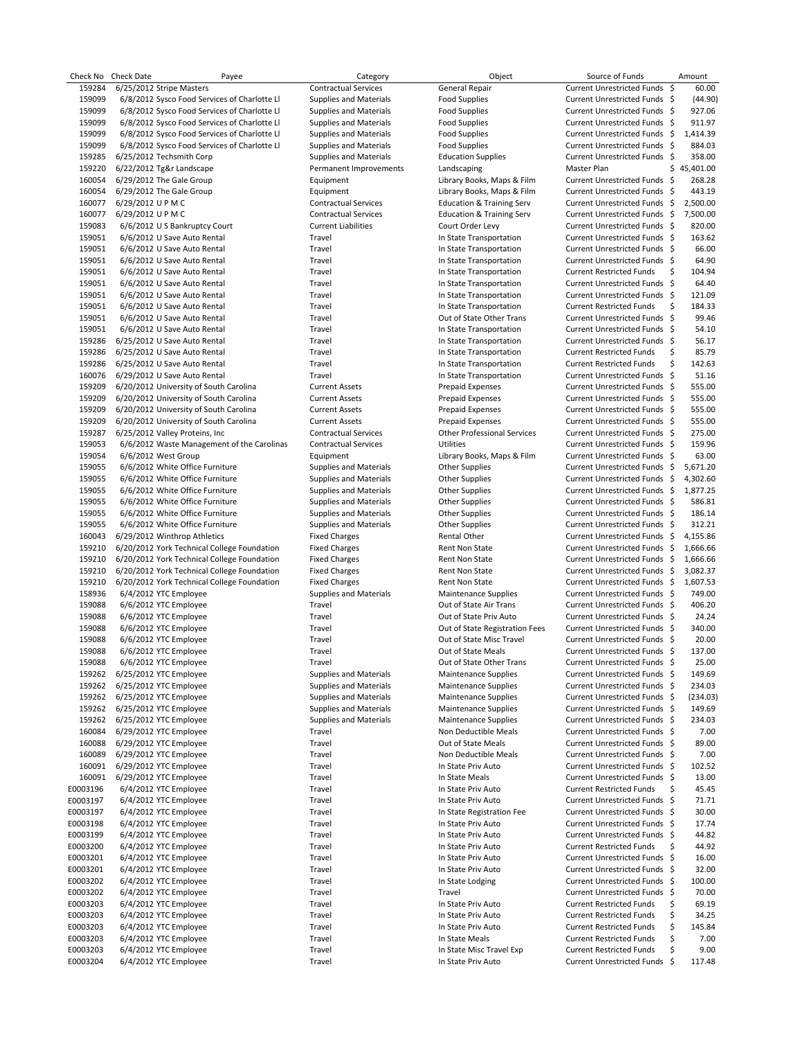| Check No | Check Date | Payee | Category | Object | Source of Funds | Amount |
|---|---|---|---|---|---|---|
| 159284 | 6/25/2012 | Stripe Masters | Contractual Services | General Repair | Current Unrestricted Funds | $ 60.00 |
| 159099 | 6/8/2012 | Sysco Food Services of Charlotte Ll | Supplies and Materials | Food Supplies | Current Unrestricted Funds | $ (44.90) |
| 159099 | 6/8/2012 | Sysco Food Services of Charlotte Ll | Supplies and Materials | Food Supplies | Current Unrestricted Funds | $ 927.06 |
| 159099 | 6/8/2012 | Sysco Food Services of Charlotte Ll | Supplies and Materials | Food Supplies | Current Unrestricted Funds | $ 911.97 |
| 159099 | 6/8/2012 | Sysco Food Services of Charlotte Ll | Supplies and Materials | Food Supplies | Current Unrestricted Funds | $ 1,414.39 |
| 159099 | 6/8/2012 | Sysco Food Services of Charlotte Ll | Supplies and Materials | Food Supplies | Current Unrestricted Funds | $ 884.03 |
| 159285 | 6/25/2012 | Techsmith Corp | Supplies and Materials | Education Supplies | Current Unrestricted Funds | $ 358.00 |
| 159220 | 6/22/2012 | Tg&r Landscape | Permanent Improvements | Landscaping | Master Plan | $ 45,401.00 |
| 160054 | 6/29/2012 | The Gale Group | Equipment | Library Books, Maps & Film | Current Unrestricted Funds | $ 268.28 |
| 160054 | 6/29/2012 | The Gale Group | Equipment | Library Books, Maps & Film | Current Unrestricted Funds | $ 443.19 |
| 160077 | 6/29/2012 | U P M C | Contractual Services | Education & Training Serv | Current Unrestricted Funds | $ 2,500.00 |
| 160077 | 6/29/2012 | U P M C | Contractual Services | Education & Training Serv | Current Unrestricted Funds | $ 7,500.00 |
| 159083 | 6/6/2012 | U S Bankruptcy Court | Current Liabilities | Court Order Levy | Current Unrestricted Funds | $ 820.00 |
| 159051 | 6/6/2012 | U Save Auto Rental | Travel | In State Transportation | Current Unrestricted Funds | $ 163.62 |
| 159051 | 6/6/2012 | U Save Auto Rental | Travel | In State Transportation | Current Unrestricted Funds | $ 66.00 |
| 159051 | 6/6/2012 | U Save Auto Rental | Travel | In State Transportation | Current Unrestricted Funds | $ 64.90 |
| 159051 | 6/6/2012 | U Save Auto Rental | Travel | In State Transportation | Current Restricted Funds | $ 104.94 |
| 159051 | 6/6/2012 | U Save Auto Rental | Travel | In State Transportation | Current Unrestricted Funds | $ 64.40 |
| 159051 | 6/6/2012 | U Save Auto Rental | Travel | In State Transportation | Current Unrestricted Funds | $ 121.09 |
| 159051 | 6/6/2012 | U Save Auto Rental | Travel | In State Transportation | Current Restricted Funds | $ 184.33 |
| 159051 | 6/6/2012 | U Save Auto Rental | Travel | Out of State Other Trans | Current Unrestricted Funds | $ 99.46 |
| 159051 | 6/6/2012 | U Save Auto Rental | Travel | In State Transportation | Current Unrestricted Funds | $ 54.10 |
| 159286 | 6/25/2012 | U Save Auto Rental | Travel | In State Transportation | Current Unrestricted Funds | $ 56.17 |
| 159286 | 6/25/2012 | U Save Auto Rental | Travel | In State Transportation | Current Restricted Funds | $ 85.79 |
| 159286 | 6/25/2012 | U Save Auto Rental | Travel | In State Transportation | Current Restricted Funds | $ 142.63 |
| 160076 | 6/29/2012 | U Save Auto Rental | Travel | In State Transportation | Current Unrestricted Funds | $ 51.16 |
| 159209 | 6/20/2012 | University of South Carolina | Current Assets | Prepaid Expenses | Current Unrestricted Funds | $ 555.00 |
| 159209 | 6/20/2012 | University of South Carolina | Current Assets | Prepaid Expenses | Current Unrestricted Funds | $ 555.00 |
| 159209 | 6/20/2012 | University of South Carolina | Current Assets | Prepaid Expenses | Current Unrestricted Funds | $ 555.00 |
| 159209 | 6/20/2012 | University of South Carolina | Current Assets | Prepaid Expenses | Current Unrestricted Funds | $ 555.00 |
| 159287 | 6/25/2012 | Valley Proteins, Inc | Contractual Services | Other Professional Services | Current Unrestricted Funds | $ 275.00 |
| 159053 | 6/6/2012 | Waste Management of the Carolinas | Contractual Services | Utilities | Current Unrestricted Funds | $ 159.96 |
| 159054 | 6/6/2012 | West Group | Equipment | Library Books, Maps & Film | Current Unrestricted Funds | $ 63.00 |
| 159055 | 6/6/2012 | White Office Furniture | Supplies and Materials | Other Supplies | Current Unrestricted Funds | $ 5,671.20 |
| 159055 | 6/6/2012 | White Office Furniture | Supplies and Materials | Other Supplies | Current Unrestricted Funds | $ 4,302.60 |
| 159055 | 6/6/2012 | White Office Furniture | Supplies and Materials | Other Supplies | Current Unrestricted Funds | $ 1,877.25 |
| 159055 | 6/6/2012 | White Office Furniture | Supplies and Materials | Other Supplies | Current Unrestricted Funds | $ 586.81 |
| 159055 | 6/6/2012 | White Office Furniture | Supplies and Materials | Other Supplies | Current Unrestricted Funds | $ 186.14 |
| 159055 | 6/6/2012 | White Office Furniture | Supplies and Materials | Other Supplies | Current Unrestricted Funds | $ 312.21 |
| 160043 | 6/29/2012 | Winthrop Athletics | Fixed Charges | Rental Other | Current Unrestricted Funds | $ 4,155.86 |
| 159210 | 6/20/2012 | York Technical College Foundation | Fixed Charges | Rent Non State | Current Unrestricted Funds | $ 1,666.66 |
| 159210 | 6/20/2012 | York Technical College Foundation | Fixed Charges | Rent Non State | Current Unrestricted Funds | $ 1,666.66 |
| 159210 | 6/20/2012 | York Technical College Foundation | Fixed Charges | Rent Non State | Current Unrestricted Funds | $ 3,082.37 |
| 159210 | 6/20/2012 | York Technical College Foundation | Fixed Charges | Rent Non State | Current Unrestricted Funds | $ 1,607.53 |
| 158936 | 6/4/2012 | YTC Employee | Supplies and Materials | Maintenance Supplies | Current Unrestricted Funds | $ 749.00 |
| 159088 | 6/6/2012 | YTC Employee | Travel | Out of State Air Trans | Current Unrestricted Funds | $ 406.20 |
| 159088 | 6/6/2012 | YTC Employee | Travel | Out of State Priv Auto | Current Unrestricted Funds | $ 24.24 |
| 159088 | 6/6/2012 | YTC Employee | Travel | Out of State Registration Fees | Current Unrestricted Funds | $ 340.00 |
| 159088 | 6/6/2012 | YTC Employee | Travel | Out of State Misc Travel | Current Unrestricted Funds | $ 20.00 |
| 159088 | 6/6/2012 | YTC Employee | Travel | Out of State Meals | Current Unrestricted Funds | $ 137.00 |
| 159088 | 6/6/2012 | YTC Employee | Travel | Out of State Other Trans | Current Unrestricted Funds | $ 25.00 |
| 159262 | 6/25/2012 | YTC Employee | Supplies and Materials | Maintenance Supplies | Current Unrestricted Funds | $ 149.69 |
| 159262 | 6/25/2012 | YTC Employee | Supplies and Materials | Maintenance Supplies | Current Unrestricted Funds | $ 234.03 |
| 159262 | 6/25/2012 | YTC Employee | Supplies and Materials | Maintenance Supplies | Current Unrestricted Funds | $ (234.03) |
| 159262 | 6/25/2012 | YTC Employee | Supplies and Materials | Maintenance Supplies | Current Unrestricted Funds | $ 149.69 |
| 159262 | 6/25/2012 | YTC Employee | Supplies and Materials | Maintenance Supplies | Current Unrestricted Funds | $ 234.03 |
| 160084 | 6/29/2012 | YTC Employee | Travel | Non Deductible Meals | Current Unrestricted Funds | $ 7.00 |
| 160088 | 6/29/2012 | YTC Employee | Travel | Out of State Meals | Current Unrestricted Funds | $ 89.00 |
| 160089 | 6/29/2012 | YTC Employee | Travel | Non Deductible Meals | Current Unrestricted Funds | $ 7.00 |
| 160091 | 6/29/2012 | YTC Employee | Travel | In State Priv Auto | Current Unrestricted Funds | $ 102.52 |
| 160091 | 6/29/2012 | YTC Employee | Travel | In State Meals | Current Unrestricted Funds | $ 13.00 |
| E0003196 | 6/4/2012 | YTC Employee | Travel | In State Priv Auto | Current Restricted Funds | $ 45.45 |
| E0003197 | 6/4/2012 | YTC Employee | Travel | In State Priv Auto | Current Unrestricted Funds | $ 71.71 |
| E0003197 | 6/4/2012 | YTC Employee | Travel | In State Registration Fee | Current Unrestricted Funds | $ 30.00 |
| E0003198 | 6/4/2012 | YTC Employee | Travel | In State Priv Auto | Current Unrestricted Funds | $ 17.74 |
| E0003199 | 6/4/2012 | YTC Employee | Travel | In State Priv Auto | Current Unrestricted Funds | $ 44.82 |
| E0003200 | 6/4/2012 | YTC Employee | Travel | In State Priv Auto | Current Restricted Funds | $ 44.92 |
| E0003201 | 6/4/2012 | YTC Employee | Travel | In State Priv Auto | Current Unrestricted Funds | $ 16.00 |
| E0003201 | 6/4/2012 | YTC Employee | Travel | In State Priv Auto | Current Unrestricted Funds | $ 32.00 |
| E0003202 | 6/4/2012 | YTC Employee | Travel | In State Lodging | Current Unrestricted Funds | $ 100.00 |
| E0003202 | 6/4/2012 | YTC Employee | Travel | Travel | Current Unrestricted Funds | $ 70.00 |
| E0003203 | 6/4/2012 | YTC Employee | Travel | In State Priv Auto | Current Restricted Funds | $ 69.19 |
| E0003203 | 6/4/2012 | YTC Employee | Travel | In State Priv Auto | Current Restricted Funds | $ 34.25 |
| E0003203 | 6/4/2012 | YTC Employee | Travel | In State Priv Auto | Current Restricted Funds | $ 145.84 |
| E0003203 | 6/4/2012 | YTC Employee | Travel | In State Meals | Current Restricted Funds | $ 7.00 |
| E0003203 | 6/4/2012 | YTC Employee | Travel | In State Misc Travel Exp | Current Restricted Funds | $ 9.00 |
| E0003204 | 6/4/2012 | YTC Employee | Travel | In State Priv Auto | Current Unrestricted Funds | $ 117.48 |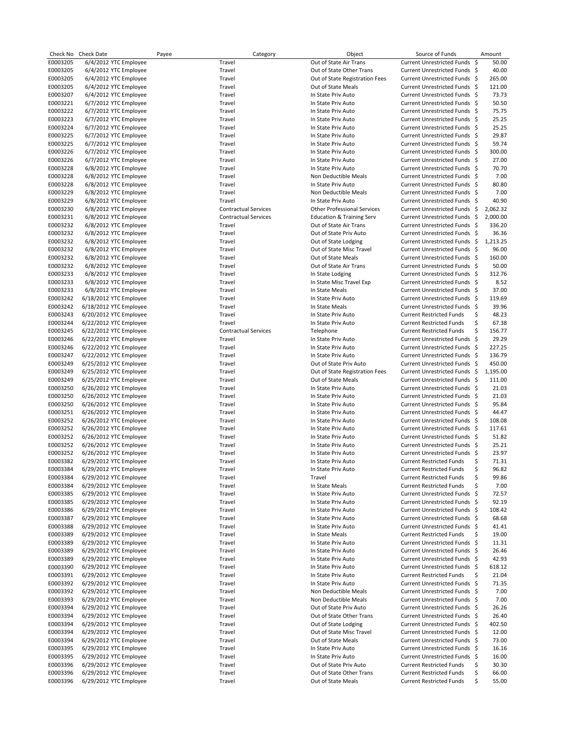| Check No | Check Date | Payee | Category | Object | Source of Funds | Amount |
|---|---|---|---|---|---|---|
| E0003205 | 6/4/2012 | YTC Employee | Travel | Out of State Air Trans | Current Unrestricted Funds | $ 50.00 |
| E0003205 | 6/4/2012 | YTC Employee | Travel | Out of State Other Trans | Current Unrestricted Funds | $ 40.00 |
| E0003205 | 6/4/2012 | YTC Employee | Travel | Out of State Registration Fees | Current Unrestricted Funds | $ 265.00 |
| E0003205 | 6/4/2012 | YTC Employee | Travel | Out of State Meals | Current Unrestricted Funds | $ 121.00 |
| E0003207 | 6/4/2012 | YTC Employee | Travel | In State Priv Auto | Current Unrestricted Funds | $ 73.73 |
| E0003221 | 6/7/2012 | YTC Employee | Travel | In State Priv Auto | Current Unrestricted Funds | $ 50.50 |
| E0003222 | 6/7/2012 | YTC Employee | Travel | In State Priv Auto | Current Unrestricted Funds | $ 75.75 |
| E0003223 | 6/7/2012 | YTC Employee | Travel | In State Priv Auto | Current Unrestricted Funds | $ 25.25 |
| E0003224 | 6/7/2012 | YTC Employee | Travel | In State Priv Auto | Current Unrestricted Funds | $ 25.25 |
| E0003225 | 6/7/2012 | YTC Employee | Travel | In State Priv Auto | Current Unrestricted Funds | $ 29.87 |
| E0003225 | 6/7/2012 | YTC Employee | Travel | In State Priv Auto | Current Unrestricted Funds | $ 59.74 |
| E0003226 | 6/7/2012 | YTC Employee | Travel | In State Priv Auto | Current Unrestricted Funds | $ 300.00 |
| E0003226 | 6/7/2012 | YTC Employee | Travel | In State Priv Auto | Current Unrestricted Funds | $ 27.00 |
| E0003228 | 6/8/2012 | YTC Employee | Travel | In State Priv Auto | Current Unrestricted Funds | $ 70.70 |
| E0003228 | 6/8/2012 | YTC Employee | Travel | Non Deductible Meals | Current Unrestricted Funds | $ 7.00 |
| E0003228 | 6/8/2012 | YTC Employee | Travel | In State Priv Auto | Current Unrestricted Funds | $ 80.80 |
| E0003229 | 6/8/2012 | YTC Employee | Travel | Non Deductible Meals | Current Unrestricted Funds | $ 7.00 |
| E0003229 | 6/8/2012 | YTC Employee | Travel | In State Priv Auto | Current Unrestricted Funds | $ 40.90 |
| E0003230 | 6/8/2012 | YTC Employee | Contractual Services | Other Professional Services | Current Unrestricted Funds | $ 2,062.32 |
| E0003231 | 6/8/2012 | YTC Employee | Contractual Services | Education & Training Serv | Current Unrestricted Funds | $ 2,000.00 |
| E0003232 | 6/8/2012 | YTC Employee | Travel | Out of State Air Trans | Current Unrestricted Funds | $ 336.20 |
| E0003232 | 6/8/2012 | YTC Employee | Travel | Out of State Priv Auto | Current Unrestricted Funds | $ 36.36 |
| E0003232 | 6/8/2012 | YTC Employee | Travel | Out of State Lodging | Current Unrestricted Funds | $ 1,213.25 |
| E0003232 | 6/8/2012 | YTC Employee | Travel | Out of State Misc Travel | Current Unrestricted Funds | $ 96.00 |
| E0003232 | 6/8/2012 | YTC Employee | Travel | Out of State Meals | Current Unrestricted Funds | $ 160.00 |
| E0003232 | 6/8/2012 | YTC Employee | Travel | Out of State Air Trans | Current Unrestricted Funds | $ 50.00 |
| E0003233 | 6/8/2012 | YTC Employee | Travel | In State Lodging | Current Unrestricted Funds | $ 312.76 |
| E0003233 | 6/8/2012 | YTC Employee | Travel | In State Misc Travel Exp | Current Unrestricted Funds | $ 8.52 |
| E0003233 | 6/8/2012 | YTC Employee | Travel | In State Meals | Current Unrestricted Funds | $ 37.00 |
| E0003242 | 6/18/2012 | YTC Employee | Travel | In State Priv Auto | Current Unrestricted Funds | $ 119.69 |
| E0003242 | 6/18/2012 | YTC Employee | Travel | In State Meals | Current Unrestricted Funds | $ 39.96 |
| E0003243 | 6/20/2012 | YTC Employee | Travel | In State Priv Auto | Current Restricted Funds | $ 48.23 |
| E0003244 | 6/22/2012 | YTC Employee | Travel | In State Priv Auto | Current Restricted Funds | $ 67.38 |
| E0003245 | 6/22/2012 | YTC Employee | Contractual Services | Telephone | Current Restricted Funds | $ 156.77 |
| E0003246 | 6/22/2012 | YTC Employee | Travel | In State Priv Auto | Current Unrestricted Funds | $ 29.29 |
| E0003246 | 6/22/2012 | YTC Employee | Travel | In State Priv Auto | Current Unrestricted Funds | $ 227.25 |
| E0003247 | 6/22/2012 | YTC Employee | Travel | In State Priv Auto | Current Unrestricted Funds | $ 136.79 |
| E0003249 | 6/25/2012 | YTC Employee | Travel | Out of State Priv Auto | Current Unrestricted Funds | $ 450.00 |
| E0003249 | 6/25/2012 | YTC Employee | Travel | Out of State Registration Fees | Current Unrestricted Funds | $ 1,195.00 |
| E0003249 | 6/25/2012 | YTC Employee | Travel | Out of State Meals | Current Unrestricted Funds | $ 111.00 |
| E0003250 | 6/26/2012 | YTC Employee | Travel | In State Priv Auto | Current Unrestricted Funds | $ 21.03 |
| E0003250 | 6/26/2012 | YTC Employee | Travel | In State Priv Auto | Current Unrestricted Funds | $ 21.03 |
| E0003250 | 6/26/2012 | YTC Employee | Travel | In State Priv Auto | Current Unrestricted Funds | $ 95.84 |
| E0003251 | 6/26/2012 | YTC Employee | Travel | In State Priv Auto | Current Unrestricted Funds | $ 44.47 |
| E0003252 | 6/26/2012 | YTC Employee | Travel | In State Priv Auto | Current Unrestricted Funds | $ 108.08 |
| E0003252 | 6/26/2012 | YTC Employee | Travel | In State Priv Auto | Current Unrestricted Funds | $ 117.61 |
| E0003252 | 6/26/2012 | YTC Employee | Travel | In State Priv Auto | Current Unrestricted Funds | $ 51.82 |
| E0003252 | 6/26/2012 | YTC Employee | Travel | In State Priv Auto | Current Unrestricted Funds | $ 25.21 |
| E0003252 | 6/26/2012 | YTC Employee | Travel | In State Priv Auto | Current Unrestricted Funds | $ 23.97 |
| E0003382 | 6/29/2012 | YTC Employee | Travel | In State Priv Auto | Current Restricted Funds | $ 71.31 |
| E0003384 | 6/29/2012 | YTC Employee | Travel | In State Priv Auto | Current Restricted Funds | $ 96.82 |
| E0003384 | 6/29/2012 | YTC Employee | Travel | Travel | Current Restricted Funds | $ 99.86 |
| E0003384 | 6/29/2012 | YTC Employee | Travel | In State Meals | Current Restricted Funds | $ 7.00 |
| E0003385 | 6/29/2012 | YTC Employee | Travel | In State Priv Auto | Current Unrestricted Funds | $ 72.57 |
| E0003385 | 6/29/2012 | YTC Employee | Travel | In State Priv Auto | Current Unrestricted Funds | $ 92.19 |
| E0003386 | 6/29/2012 | YTC Employee | Travel | In State Priv Auto | Current Unrestricted Funds | $ 108.42 |
| E0003387 | 6/29/2012 | YTC Employee | Travel | In State Priv Auto | Current Unrestricted Funds | $ 68.68 |
| E0003388 | 6/29/2012 | YTC Employee | Travel | In State Priv Auto | Current Unrestricted Funds | $ 41.41 |
| E0003389 | 6/29/2012 | YTC Employee | Travel | In State Meals | Current Restricted Funds | $ 19.00 |
| E0003389 | 6/29/2012 | YTC Employee | Travel | In State Priv Auto | Current Unrestricted Funds | $ 11.31 |
| E0003389 | 6/29/2012 | YTC Employee | Travel | In State Priv Auto | Current Unrestricted Funds | $ 26.46 |
| E0003389 | 6/29/2012 | YTC Employee | Travel | In State Priv Auto | Current Unrestricted Funds | $ 42.93 |
| E0003390 | 6/29/2012 | YTC Employee | Travel | In State Priv Auto | Current Unrestricted Funds | $ 618.12 |
| E0003391 | 6/29/2012 | YTC Employee | Travel | In State Priv Auto | Current Restricted Funds | $ 21.04 |
| E0003392 | 6/29/2012 | YTC Employee | Travel | In State Priv Auto | Current Unrestricted Funds | $ 71.35 |
| E0003392 | 6/29/2012 | YTC Employee | Travel | Non Deductible Meals | Current Unrestricted Funds | $ 7.00 |
| E0003393 | 6/29/2012 | YTC Employee | Travel | Non Deductible Meals | Current Unrestricted Funds | $ 7.00 |
| E0003394 | 6/29/2012 | YTC Employee | Travel | Out of State Priv Auto | Current Unrestricted Funds | $ 26.26 |
| E0003394 | 6/29/2012 | YTC Employee | Travel | Out of State Other Trans | Current Unrestricted Funds | $ 26.40 |
| E0003394 | 6/29/2012 | YTC Employee | Travel | Out of State Lodging | Current Unrestricted Funds | $ 402.50 |
| E0003394 | 6/29/2012 | YTC Employee | Travel | Out of State Misc Travel | Current Unrestricted Funds | $ 12.00 |
| E0003394 | 6/29/2012 | YTC Employee | Travel | Out of State Meals | Current Unrestricted Funds | $ 73.00 |
| E0003395 | 6/29/2012 | YTC Employee | Travel | In State Priv Auto | Current Unrestricted Funds | $ 16.16 |
| E0003395 | 6/29/2012 | YTC Employee | Travel | In State Priv Auto | Current Unrestricted Funds | $ 16.00 |
| E0003396 | 6/29/2012 | YTC Employee | Travel | Out of State Priv Auto | Current Restricted Funds | $ 30.30 |
| E0003396 | 6/29/2012 | YTC Employee | Travel | Out of State Other Trans | Current Restricted Funds | $ 66.00 |
| E0003396 | 6/29/2012 | YTC Employee | Travel | Out of State Meals | Current Restricted Funds | $ 55.00 |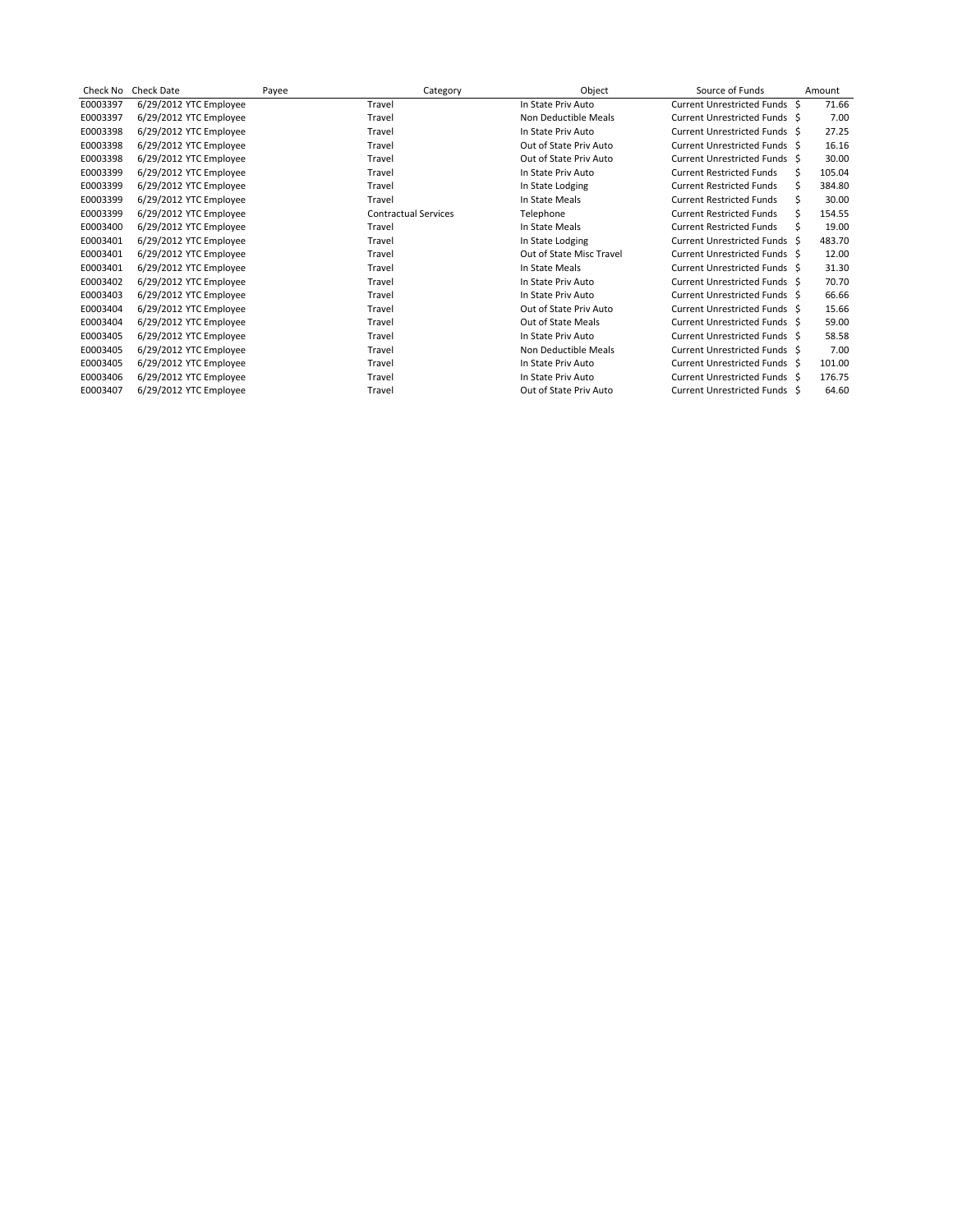| Check No | Check Date | Payee | Category | Object | Source of Funds | Amount |
|---|---|---|---|---|---|---|
| E0003397 | 6/29/2012 | YTC Employee | Travel | In State Priv Auto | Current Unrestricted Funds | $ 71.66 |
| E0003397 | 6/29/2012 | YTC Employee | Travel | Non Deductible Meals | Current Unrestricted Funds | $ 7.00 |
| E0003398 | 6/29/2012 | YTC Employee | Travel | In State Priv Auto | Current Unrestricted Funds | $ 27.25 |
| E0003398 | 6/29/2012 | YTC Employee | Travel | Out of State Priv Auto | Current Unrestricted Funds | $ 16.16 |
| E0003398 | 6/29/2012 | YTC Employee | Travel | Out of State Priv Auto | Current Unrestricted Funds | $ 30.00 |
| E0003399 | 6/29/2012 | YTC Employee | Travel | In State Priv Auto | Current Restricted Funds | $ 105.04 |
| E0003399 | 6/29/2012 | YTC Employee | Travel | In State Lodging | Current Restricted Funds | $ 384.80 |
| E0003399 | 6/29/2012 | YTC Employee | Travel | In State Meals | Current Restricted Funds | $ 30.00 |
| E0003399 | 6/29/2012 | YTC Employee | Contractual Services | Telephone | Current Restricted Funds | $ 154.55 |
| E0003400 | 6/29/2012 | YTC Employee | Travel | In State Meals | Current Restricted Funds | $ 19.00 |
| E0003401 | 6/29/2012 | YTC Employee | Travel | In State Lodging | Current Unrestricted Funds | $ 483.70 |
| E0003401 | 6/29/2012 | YTC Employee | Travel | Out of State Misc Travel | Current Unrestricted Funds | $ 12.00 |
| E0003401 | 6/29/2012 | YTC Employee | Travel | In State Meals | Current Unrestricted Funds | $ 31.30 |
| E0003402 | 6/29/2012 | YTC Employee | Travel | In State Priv Auto | Current Unrestricted Funds | $ 70.70 |
| E0003403 | 6/29/2012 | YTC Employee | Travel | In State Priv Auto | Current Unrestricted Funds | $ 66.66 |
| E0003404 | 6/29/2012 | YTC Employee | Travel | Out of State Priv Auto | Current Unrestricted Funds | $ 15.66 |
| E0003404 | 6/29/2012 | YTC Employee | Travel | Out of State Meals | Current Unrestricted Funds | $ 59.00 |
| E0003405 | 6/29/2012 | YTC Employee | Travel | In State Priv Auto | Current Unrestricted Funds | $ 58.58 |
| E0003405 | 6/29/2012 | YTC Employee | Travel | Non Deductible Meals | Current Unrestricted Funds | $ 7.00 |
| E0003405 | 6/29/2012 | YTC Employee | Travel | In State Priv Auto | Current Unrestricted Funds | $ 101.00 |
| E0003406 | 6/29/2012 | YTC Employee | Travel | In State Priv Auto | Current Unrestricted Funds | $ 176.75 |
| E0003407 | 6/29/2012 | YTC Employee | Travel | Out of State Priv Auto | Current Unrestricted Funds | $ 64.60 |